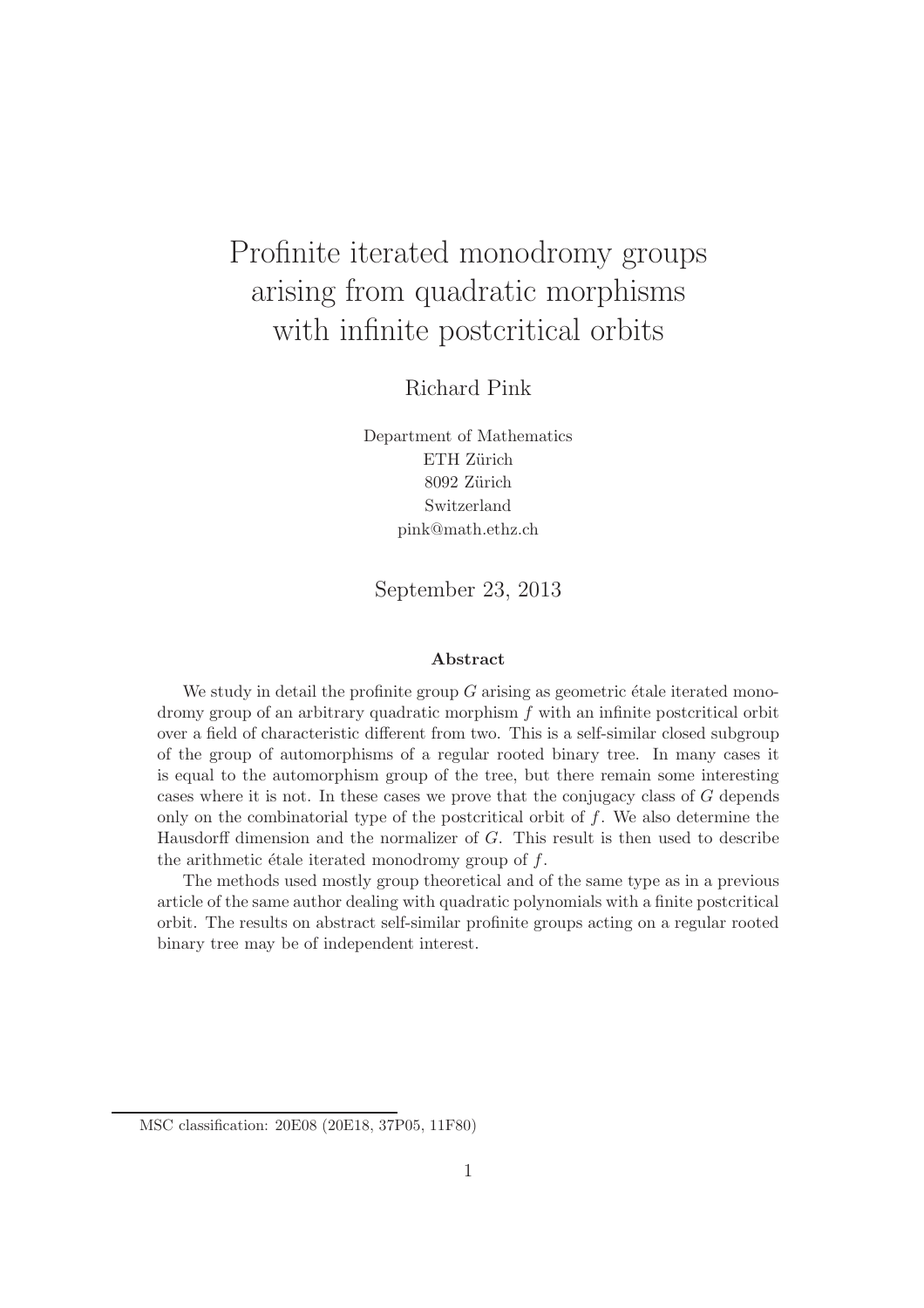# Profinite iterated monodromy groups arising from quadratic morphisms with infinite postcritical orbits

Richard Pink

Department of Mathematics
ETH Zürich
8092 Zürich
Switzerland
pink@math.ethz.ch

September 23, 2013

### Abstract

We study in detail the profinite group $G$ arising as geometric étale iterated monodromy group of an arbitrary quadratic morphism $f$ with an infinite postcritical orbit over a field of characteristic different from two. This is a self-similar closed subgroup of the group of automorphisms of a regular rooted binary tree. In many cases it is equal to the automorphism group of the tree, but there remain some interesting cases where it is not. In these cases we prove that the conjugacy class of $G$ depends only on the combinatorial type of the postcritical orbit of $f$. We also determine the Hausdorff dimension and the normalizer of $G$. This result is then used to describe the arithmetic étale iterated monodromy group of $f$.

The methods used mostly group theoretical and of the same type as in a previous article of the same author dealing with quadratic polynomials with a finite postcritical orbit. The results on abstract self-similar profinite groups acting on a regular rooted binary tree may be of independent interest.

---

MSC classification: 20E08 (20E18, 37P05, 11F80)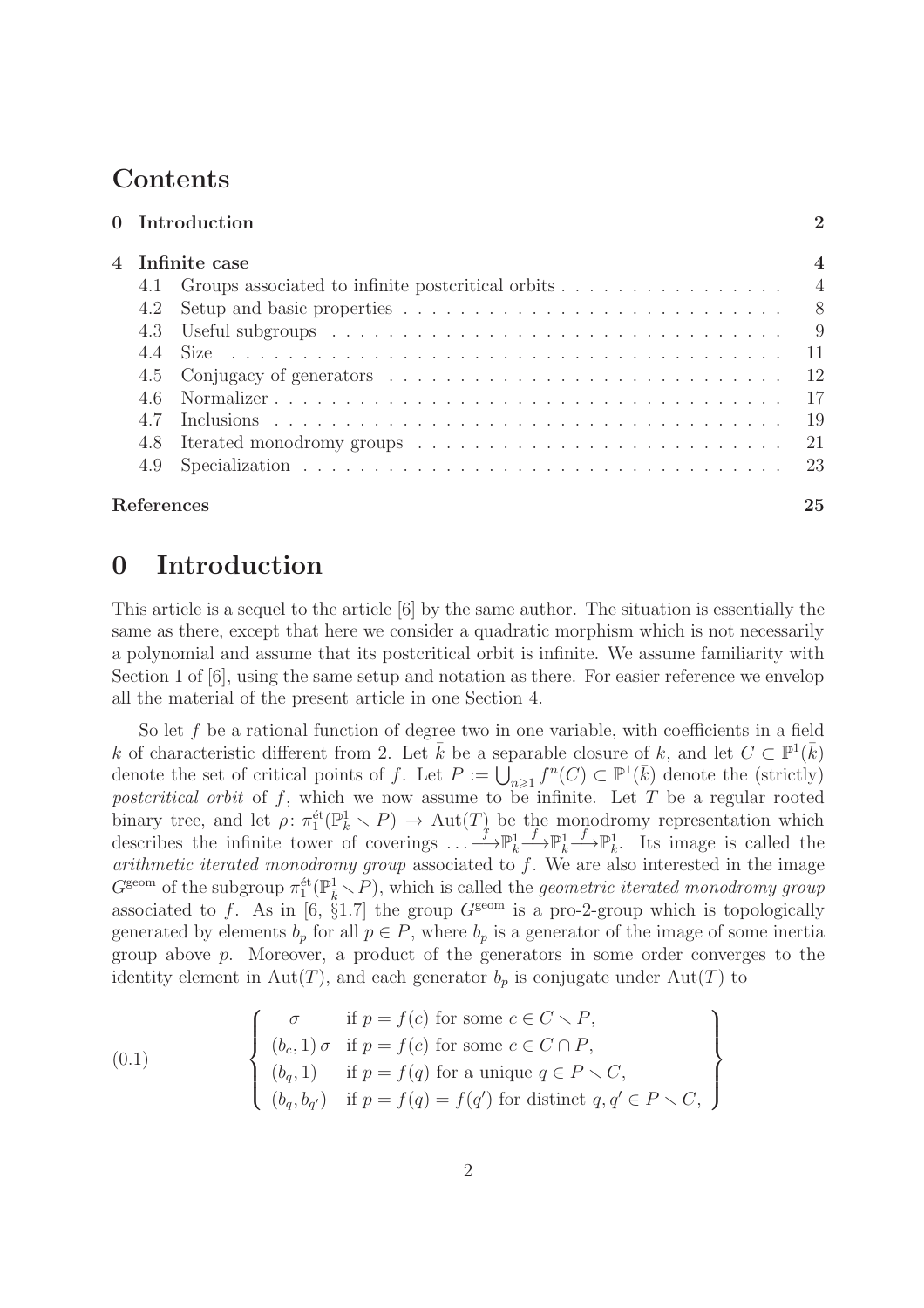## Contents

| | | |
|---|---|---|
| **0** | **Introduction** | **2** |
| **4** | **Infinite case** | **4** |
| 4.1 | Groups associated to infinite postcritical orbits | 4 |
| 4.2 | Setup and basic properties | 8 |
| 4.3 | Useful subgroups | 9 |
| 4.4 | Size | 11 |
| 4.5 | Conjugacy of generators | 12 |
| 4.6 | Normalizer | 17 |
| 4.7 | Inclusions | 19 |
| 4.8 | Iterated monodromy groups | 21 |
| 4.9 | Specialization | 23 |
| | **References** | **25** |

# 0 Introduction

This article is a sequel to the article [6] by the same author. The situation is essentially the same as there, except that here we consider a quadratic morphism which is not necessarily a polynomial and assume that its postcritical orbit is infinite. We assume familiarity with Section 1 of [6], using the same setup and notation as there. For easier reference we envelop all the material of the present article in one Section 4.

So let $f$ be a rational function of degree two in one variable, with coefficients in a field $k$ of characteristic different from 2. Let $\bar{k}$ be a separable closure of $k$, and let $C \subset \mathbb{P}^1(\bar{k})$ denote the set of critical points of $f$. Let $P := \bigcup_{n \geqslant 1} f^n(C) \subset \mathbb{P}^1(\bar{k})$ denote the (strictly) *postcritical orbit* of $f$, which we now assume to be infinite. Let $T$ be a regular rooted binary tree, and let $\rho\colon \pi_1^{\text{ét}}(\mathbb{P}^1_k \smallsetminus P) \to \operatorname{Aut}(T)$ be the monodromy representation which describes the infinite tower of coverings $\ldots \xrightarrow{f} \mathbb{P}^1_k \xrightarrow{f} \mathbb{P}^1_k \xrightarrow{f} \mathbb{P}^1_k$. Its image is called the *arithmetic iterated monodromy group* associated to $f$. We are also interested in the image $G^{\text{geom}}$ of the subgroup $\pi_1^{\text{ét}}(\mathbb{P}^1_{\bar{k}} \smallsetminus P)$, which is called the *geometric iterated monodromy group* associated to $f$. As in [6, §1.7] the group $G^{\text{geom}}$ is a pro-2-group which is topologically generated by elements $b_p$ for all $p \in P$, where $b_p$ is a generator of the image of some inertia group above $p$. Moreover, a product of the generators in some order converges to the identity element in $\operatorname{Aut}(T)$, and each generator $b_p$ is conjugate under $\operatorname{Aut}(T)$ to

$$
(0.1) \qquad \left\{ \begin{array}{ll} \sigma & \text{if } p = f(c) \text{ for some } c \in C \smallsetminus P, \\ (b_c, 1)\,\sigma & \text{if } p = f(c) \text{ for some } c \in C \cap P, \\ (b_q, 1) & \text{if } p = f(q) \text{ for a unique } q \in P \smallsetminus C, \\ (b_q, b_{q'}) & \text{if } p = f(q) = f(q') \text{ for distinct } q, q' \in P \smallsetminus C, \end{array} \right\}
$$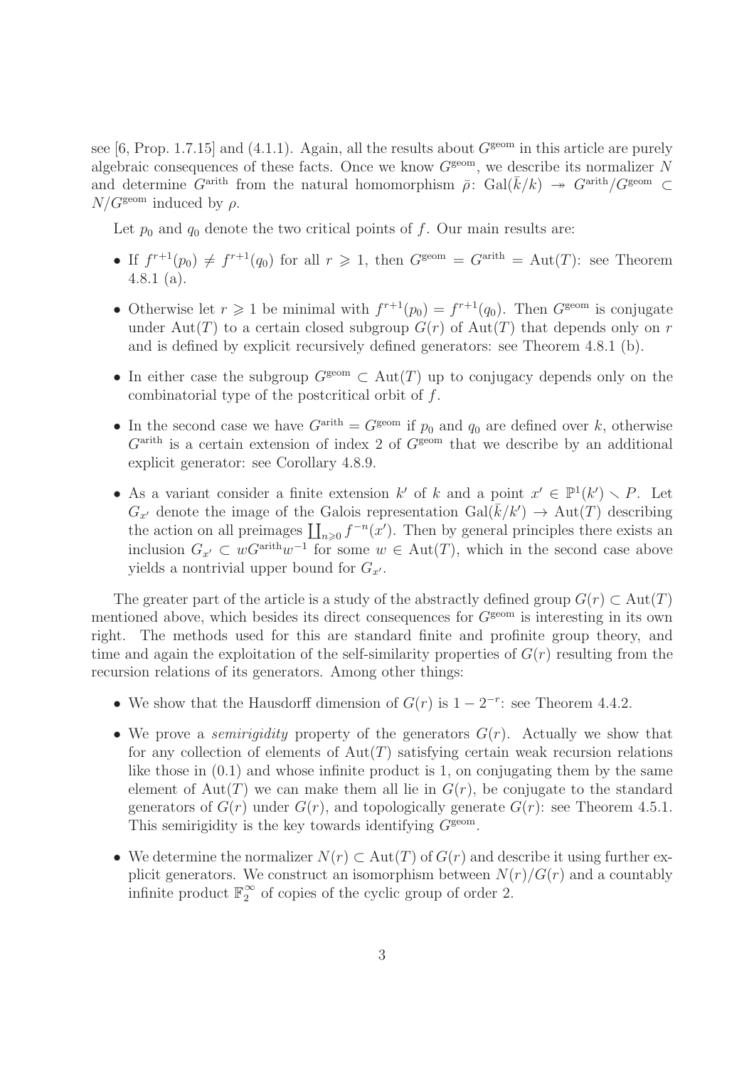see [6, Prop. 1.7.15] and (4.1.1). Again, all the results about $G^{\rm geom}$ in this article are purely algebraic consequences of these facts. Once we know $G^{\rm geom}$, we describe its normalizer $N$ and determine $G^{\rm arith}$ from the natural homomorphism $\bar\rho\colon \operatorname{Gal}(\bar k/k) \twoheadrightarrow G^{\rm arith}/G^{\rm geom} \subset N/G^{\rm geom}$ induced by $\rho$.

Let $p_0$ and $q_0$ denote the two critical points of $f$. Our main results are:

- If $f^{r+1}(p_0) \neq f^{r+1}(q_0)$ for all $r \geqslant 1$, then $G^{\rm geom} = G^{\rm arith} = \operatorname{Aut}(T)$: see Theorem 4.8.1 (a).
- Otherwise let $r \geqslant 1$ be minimal with $f^{r+1}(p_0) = f^{r+1}(q_0)$. Then $G^{\rm geom}$ is conjugate under $\operatorname{Aut}(T)$ to a certain closed subgroup $G(r)$ of $\operatorname{Aut}(T)$ that depends only on $r$ and is defined by explicit recursively defined generators: see Theorem 4.8.1 (b).
- In either case the subgroup $G^{\rm geom} \subset \operatorname{Aut}(T)$ up to conjugacy depends only on the combinatorial type of the postcritical orbit of $f$.
- In the second case we have $G^{\rm arith} = G^{\rm geom}$ if $p_0$ and $q_0$ are defined over $k$, otherwise $G^{\rm arith}$ is a certain extension of index 2 of $G^{\rm geom}$ that we describe by an additional explicit generator: see Corollary 4.8.9.
- As a variant consider a finite extension $k'$ of $k$ and a point $x' \in \mathbb{P}^1(k') \smallsetminus P$. Let $G_{x'}$ denote the image of the Galois representation $\operatorname{Gal}(\bar k/k') \to \operatorname{Aut}(T)$ describing the action on all preimages $\coprod_{n\geqslant 0} f^{-n}(x')$. Then by general principles there exists an inclusion $G_{x'} \subset wG^{\rm arith}w^{-1}$ for some $w \in \operatorname{Aut}(T)$, which in the second case above yields a nontrivial upper bound for $G_{x'}$.

The greater part of the article is a study of the abstractly defined group $G(r) \subset \operatorname{Aut}(T)$ mentioned above, which besides its direct consequences for $G^{\rm geom}$ is interesting in its own right. The methods used for this are standard finite and profinite group theory, and time and again the exploitation of the self-similarity properties of $G(r)$ resulting from the recursion relations of its generators. Among other things:

- We show that the Hausdorff dimension of $G(r)$ is $1 - 2^{-r}$: see Theorem 4.4.2.
- We prove a *semirigidity* property of the generators $G(r)$. Actually we show that for any collection of elements of $\operatorname{Aut}(T)$ satisfying certain weak recursion relations like those in (0.1) and whose infinite product is 1, on conjugating them by the same element of $\operatorname{Aut}(T)$ we can make them all lie in $G(r)$, be conjugate to the standard generators of $G(r)$ under $G(r)$, and topologically generate $G(r)$: see Theorem 4.5.1. This semirigidity is the key towards identifying $G^{\rm geom}$.
- We determine the normalizer $N(r) \subset \operatorname{Aut}(T)$ of $G(r)$ and describe it using further explicit generators. We construct an isomorphism between $N(r)/G(r)$ and a countably infinite product $\mathbb{F}_2^\infty$ of copies of the cyclic group of order 2.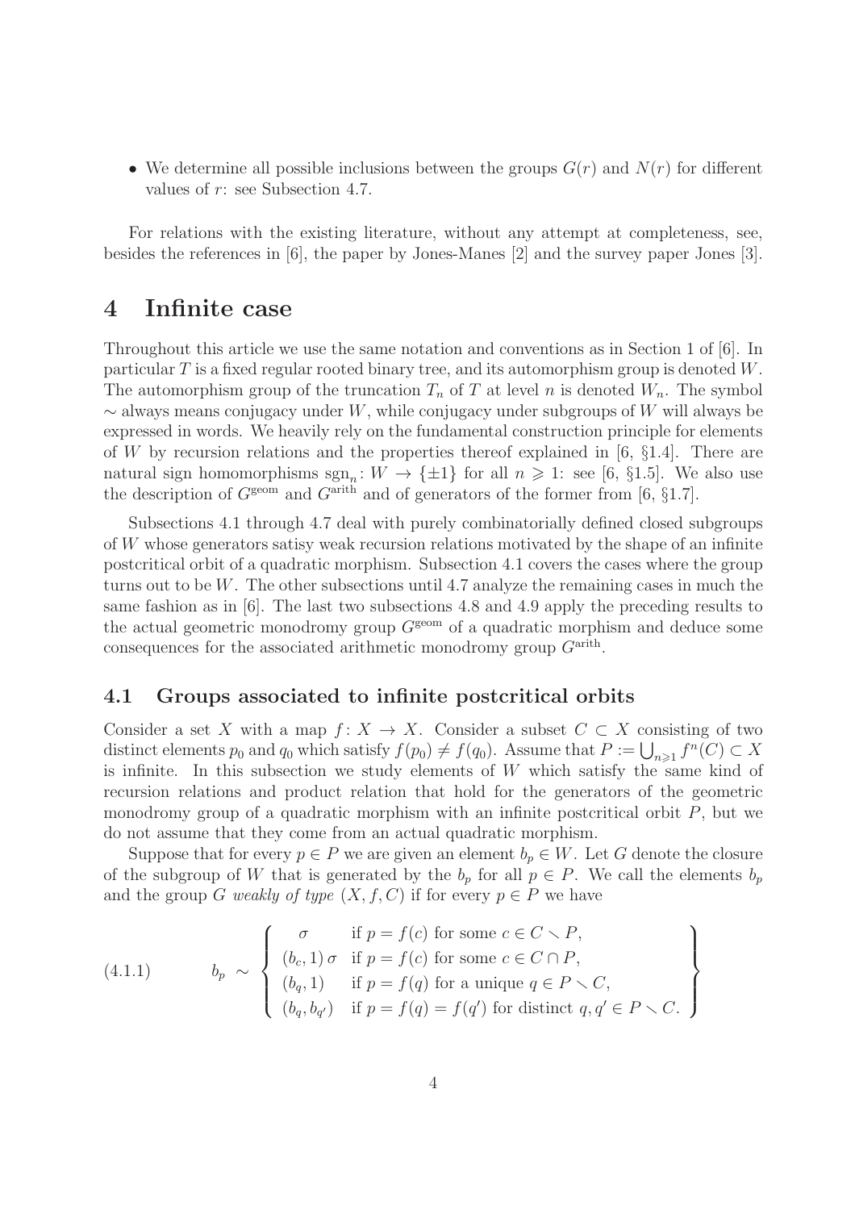- We determine all possible inclusions between the groups $G(r)$ and $N(r)$ for different values of $r$: see Subsection 4.7.

For relations with the existing literature, without any attempt at completeness, see, besides the references in [6], the paper by Jones-Manes [2] and the survey paper Jones [3].

# 4 Infinite case

Throughout this article we use the same notation and conventions as in Section 1 of [6]. In particular $T$ is a fixed regular rooted binary tree, and its automorphism group is denoted $W$. The automorphism group of the truncation $T_n$ of $T$ at level $n$ is denoted $W_n$. The symbol $\sim$ always means conjugacy under $W$, while conjugacy under subgroups of $W$ will always be expressed in words. We heavily rely on the fundamental construction principle for elements of $W$ by recursion relations and the properties thereof explained in [6, §1.4]. There are natural sign homomorphisms $\mathrm{sgn}_n\colon W \to \{\pm 1\}$ for all $n \geqslant 1$: see [6, §1.5]. We also use the description of $G^{\mathrm{geom}}$ and $G^{\mathrm{arith}}$ and of generators of the former from [6, §1.7].

Subsections 4.1 through 4.7 deal with purely combinatorially defined closed subgroups of $W$ whose generators satisy weak recursion relations motivated by the shape of an infinite postcritical orbit of a quadratic morphism. Subsection 4.1 covers the cases where the group turns out to be $W$. The other subsections until 4.7 analyze the remaining cases in much the same fashion as in [6]. The last two subsections 4.8 and 4.9 apply the preceding results to the actual geometric monodromy group $G^{\mathrm{geom}}$ of a quadratic morphism and deduce some consequences for the associated arithmetic monodromy group $G^{\mathrm{arith}}$.

## 4.1 Groups associated to infinite postcritical orbits

Consider a set $X$ with a map $f\colon X \to X$. Consider a subset $C \subset X$ consisting of two distinct elements $p_0$ and $q_0$ which satisfy $f(p_0) \neq f(q_0)$. Assume that $P := \bigcup_{n \geqslant 1} f^n(C) \subset X$ is infinite. In this subsection we study elements of $W$ which satisfy the same kind of recursion relations and product relation that hold for the generators of the geometric monodromy group of a quadratic morphism with an infinite postcritical orbit $P$, but we do not assume that they come from an actual quadratic morphism.

Suppose that for every $p \in P$ we are given an element $b_p \in W$. Let $G$ denote the closure of the subgroup of $W$ that is generated by the $b_p$ for all $p \in P$. We call the elements $b_p$ and the group $G$ *weakly of type* $(X, f, C)$ if for every $p \in P$ we have

$$
(4.1.1) \qquad b_p \;\sim\; \left\{ \begin{array}{ll} \sigma & \text{if } p = f(c) \text{ for some } c \in C \smallsetminus P, \\ (b_c, 1)\,\sigma & \text{if } p = f(c) \text{ for some } c \in C \cap P, \\ (b_q, 1) & \text{if } p = f(q) \text{ for a unique } q \in P \smallsetminus C, \\ (b_q, b_{q'}) & \text{if } p = f(q) = f(q') \text{ for distinct } q, q' \in P \smallsetminus C. \end{array} \right\}
$$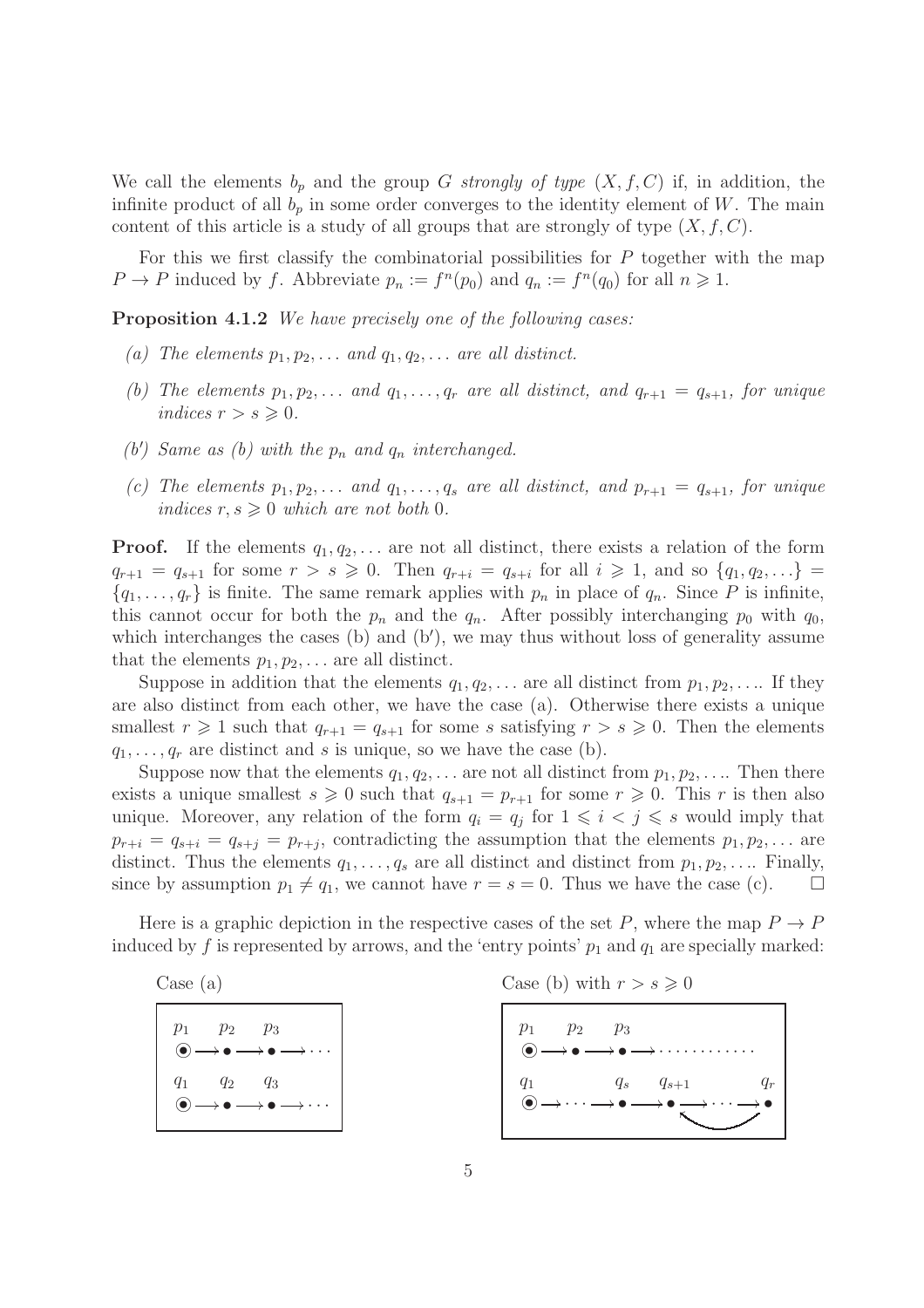We call the elements $b_p$ and the group $G$ *strongly of type* $(X, f, C)$ if, in addition, the infinite product of all $b_p$ in some order converges to the identity element of $W$. The main content of this article is a study of all groups that are strongly of type $(X, f, C)$.

For this we first classify the combinatorial possibilities for $P$ together with the map $P \to P$ induced by $f$. Abbreviate $p_n := f^n(p_0)$ and $q_n := f^n(q_0)$ for all $n \geqslant 1$.

**Proposition 4.1.2** *We have precisely one of the following cases:*

*(a) The elements $p_1, p_2, \ldots$ and $q_1, q_2, \ldots$ are all distinct.*

*(b) The elements $p_1, p_2, \ldots$ and $q_1, \ldots, q_r$ are all distinct, and $q_{r+1} = q_{s+1}$, for unique indices $r > s \geqslant 0$.*

*(b′) Same as (b) with the $p_n$ and $q_n$ interchanged.*

*(c) The elements $p_1, p_2, \ldots$ and $q_1, \ldots, q_s$ are all distinct, and $p_{r+1} = q_{s+1}$, for unique indices $r, s \geqslant 0$ which are not both 0.*

**Proof.** If the elements $q_1, q_2, \ldots$ are not all distinct, there exists a relation of the form $q_{r+1} = q_{s+1}$ for some $r > s \geqslant 0$. Then $q_{r+i} = q_{s+i}$ for all $i \geqslant 1$, and so $\{q_1, q_2, \ldots\} = \{q_1, \ldots, q_r\}$ is finite. The same remark applies with $p_n$ in place of $q_n$. Since $P$ is infinite, this cannot occur for both the $p_n$ and the $q_n$. After possibly interchanging $p_0$ with $q_0$, which interchanges the cases (b) and (b′), we may thus without loss of generality assume that the elements $p_1, p_2, \ldots$ are all distinct.

Suppose in addition that the elements $q_1, q_2, \ldots$ are all distinct from $p_1, p_2, \ldots$. If they are also distinct from each other, we have the case (a). Otherwise there exists a unique smallest $r \geqslant 1$ such that $q_{r+1} = q_{s+1}$ for some $s$ satisfying $r > s \geqslant 0$. Then the elements $q_1, \ldots, q_r$ are distinct and $s$ is unique, so we have the case (b).

Suppose now that the elements $q_1, q_2, \ldots$ are not all distinct from $p_1, p_2, \ldots$. Then there exists a unique smallest $s \geqslant 0$ such that $q_{s+1} = p_{r+1}$ for some $r \geqslant 0$. This $r$ is then also unique. Moreover, any relation of the form $q_i = q_j$ for $1 \leqslant i < j \leqslant s$ would imply that $p_{r+i} = q_{s+i} = q_{s+j} = p_{r+j}$, contradicting the assumption that the elements $p_1, p_2, \ldots$ are distinct. Thus the elements $q_1, \ldots, q_s$ are all distinct and distinct from $p_1, p_2, \ldots$. Finally, since by assumption $p_1 \neq q_1$, we cannot have $r = s = 0$. Thus we have the case (c). $\square$

Here is a graphic depiction in the respective cases of the set $P$, where the map $P \to P$ induced by $f$ is represented by arrows, and the 'entry points' $p_1$ and $q_1$ are specially marked:

Case (a)

$$
\begin{array}{l}
p_1 \quad p_2 \quad p_3 \\
\odot \longrightarrow \bullet \longrightarrow \bullet \longrightarrow \cdots \\
q_1 \quad q_2 \quad q_3 \\
\odot \longrightarrow \bullet \longrightarrow \bullet \longrightarrow \cdots
\end{array}
$$

Case (b) with $r > s \geqslant 0$

$$
\begin{array}{l}
p_1 \quad p_2 \quad p_3 \\
\odot \longrightarrow \bullet \longrightarrow \bullet \longrightarrow \cdots\cdots\cdots\cdots \\
q_1 \qquad\quad q_s \quad q_{s+1} \qquad\quad q_r \\
\odot \longrightarrow \cdots \longrightarrow \bullet \longrightarrow \bullet \longrightarrow \cdots \longrightarrow \bullet \quad (q_r \to q_{s+1})
\end{array}
$$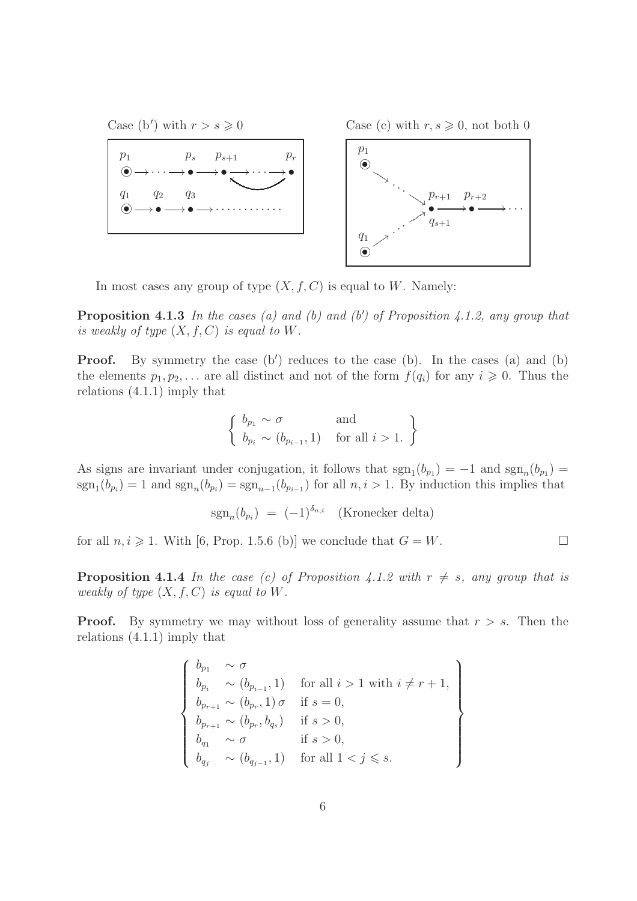Case (b′) with $r > s \geqslant 0$

Case (c) with $r, s \geqslant 0$, not both 0

In most cases any group of type $(X, f, C)$ is equal to $W$. Namely:

**Proposition 4.1.3** *In the cases (a) and (b) and (b′) of Proposition 4.1.2, any group that is weakly of type $(X, f, C)$ is equal to $W$.*

**Proof.** By symmetry the case (b′) reduces to the case (b). In the cases (a) and (b) the elements $p_1, p_2, \ldots$ are all distinct and not of the form $f(q_i)$ for any $i \geqslant 0$. Thus the relations (4.1.1) imply that

$$\left\{ \begin{array}{ll} b_{p_1} \sim \sigma & \text{and} \\ b_{p_i} \sim (b_{p_{i-1}}, 1) & \text{for all } i > 1. \end{array} \right\}$$

As signs are invariant under conjugation, it follows that $\mathrm{sgn}_1(b_{p_1}) = -1$ and $\mathrm{sgn}_n(b_{p_1}) = \mathrm{sgn}_1(b_{p_i}) = 1$ and $\mathrm{sgn}_n(b_{p_i}) = \mathrm{sgn}_{n-1}(b_{p_{i-1}})$ for all $n, i > 1$. By induction this implies that

$$\mathrm{sgn}_n(b_{p_i}) \; = \; (-1)^{\delta_{n,i}} \quad \text{(Kronecker delta)}$$

for all $n, i \geqslant 1$. With [6, Prop. 1.5.6 (b)] we conclude that $G = W$. $\square$

**Proposition 4.1.4** *In the case (c) of Proposition 4.1.2 with $r \neq s$, any group that is weakly of type $(X, f, C)$ is equal to $W$.*

**Proof.** By symmetry we may without loss of generality assume that $r > s$. Then the relations (4.1.1) imply that

$$\left\{ \begin{array}{lll} b_{p_1} & \sim \sigma & \\ b_{p_i} & \sim (b_{p_{i-1}}, 1) & \text{for all } i > 1 \text{ with } i \neq r+1, \\ b_{p_{r+1}} & \sim (b_{p_r}, 1)\,\sigma & \text{if } s = 0, \\ b_{p_{r+1}} & \sim (b_{p_r}, b_{q_s}) & \text{if } s > 0, \\ b_{q_1} & \sim \sigma & \text{if } s > 0, \\ b_{q_j} & \sim (b_{q_{j-1}}, 1) & \text{for all } 1 < j \leqslant s. \end{array} \right\}$$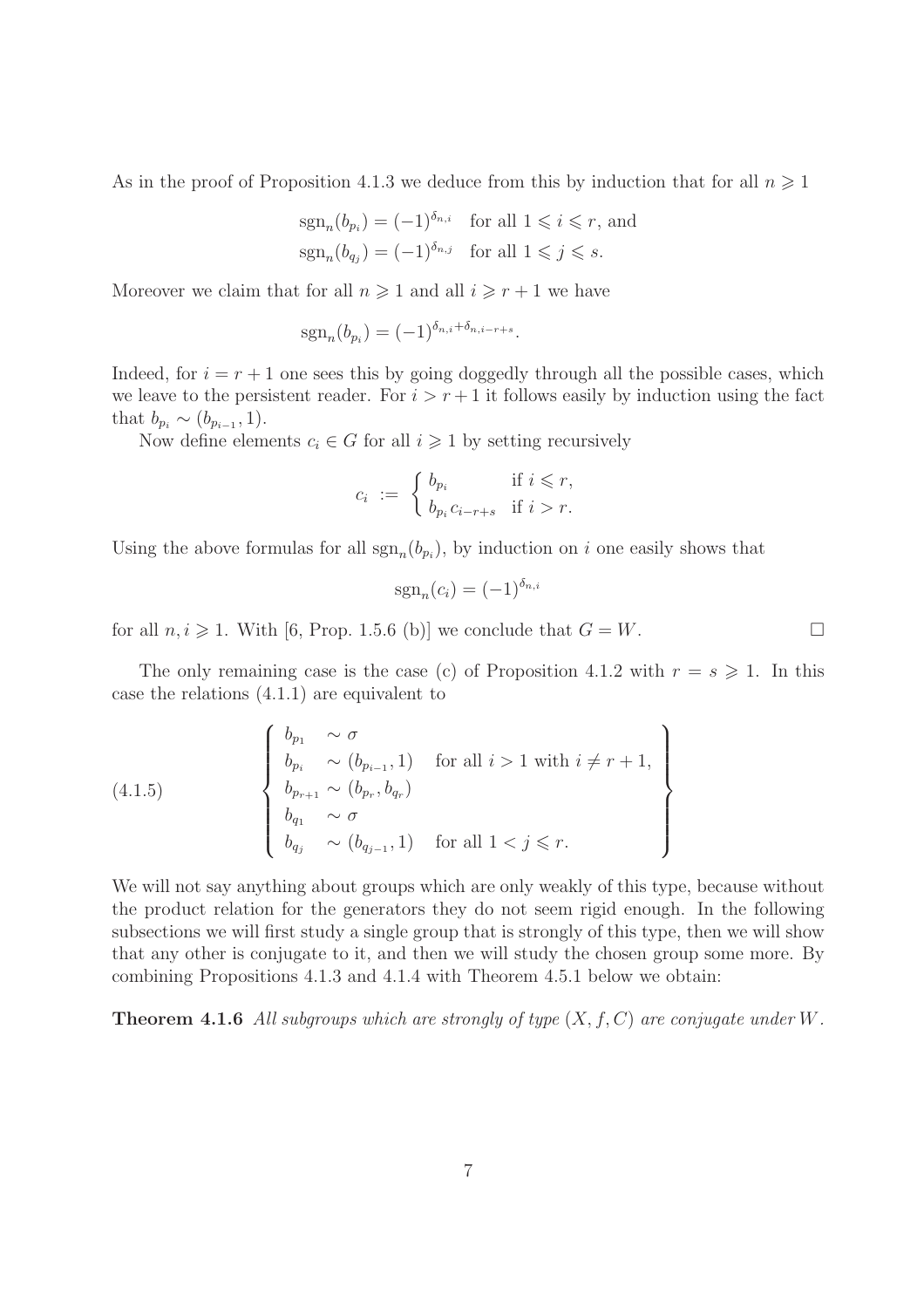As in the proof of Proposition 4.1.3 we deduce from this by induction that for all $n \geqslant 1$

$$\begin{aligned}
\operatorname{sgn}_n(b_{p_i}) &= (-1)^{\delta_{n,i}} \quad \text{for all } 1 \leqslant i \leqslant r, \text{ and} \\
\operatorname{sgn}_n(b_{q_j}) &= (-1)^{\delta_{n,j}} \quad \text{for all } 1 \leqslant j \leqslant s.
\end{aligned}$$

Moreover we claim that for all $n \geqslant 1$ and all $i \geqslant r+1$ we have

$$\operatorname{sgn}_n(b_{p_i}) = (-1)^{\delta_{n,i}+\delta_{n,i-r+s}}.$$

Indeed, for $i = r+1$ one sees this by going doggedly through all the possible cases, which we leave to the persistent reader. For $i > r+1$ it follows easily by induction using the fact that $b_{p_i} \sim (b_{p_{i-1}}, 1)$.

Now define elements $c_i \in G$ for all $i \geqslant 1$ by setting recursively

$$c_i \;:=\; \begin{cases} b_{p_i} & \text{if } i \leqslant r, \\ b_{p_i} c_{i-r+s} & \text{if } i > r. \end{cases}$$

Using the above formulas for all $\operatorname{sgn}_n(b_{p_i})$, by induction on $i$ one easily shows that

$$\operatorname{sgn}_n(c_i) = (-1)^{\delta_{n,i}}$$

for all $n, i \geqslant 1$. With [6, Prop. 1.5.6 (b)] we conclude that $G = W$. $\square$

The only remaining case is the case (c) of Proposition 4.1.2 with $r = s \geqslant 1$. In this case the relations (4.1.1) are equivalent to

$$\left\{ \begin{array}{lll} b_{p_1} & \sim \sigma & \\ b_{p_i} & \sim (b_{p_{i-1}}, 1) & \text{for all } i > 1 \text{ with } i \neq r+1, \\ b_{p_{r+1}} & \sim (b_{p_r}, b_{q_r}) & \\ b_{q_1} & \sim \sigma & \\ b_{q_j} & \sim (b_{q_{j-1}}, 1) & \text{for all } 1 < j \leqslant r. \end{array} \right\} \tag{4.1.5}$$

We will not say anything about groups which are only weakly of this type, because without the product relation for the generators they do not seem rigid enough. In the following subsections we will first study a single group that is strongly of this type, then we will show that any other is conjugate to it, and then we will study the chosen group some more. By combining Propositions 4.1.3 and 4.1.4 with Theorem 4.5.1 below we obtain:

**Theorem 4.1.6** *All subgroups which are strongly of type $(X, f, C)$ are conjugate under $W$.*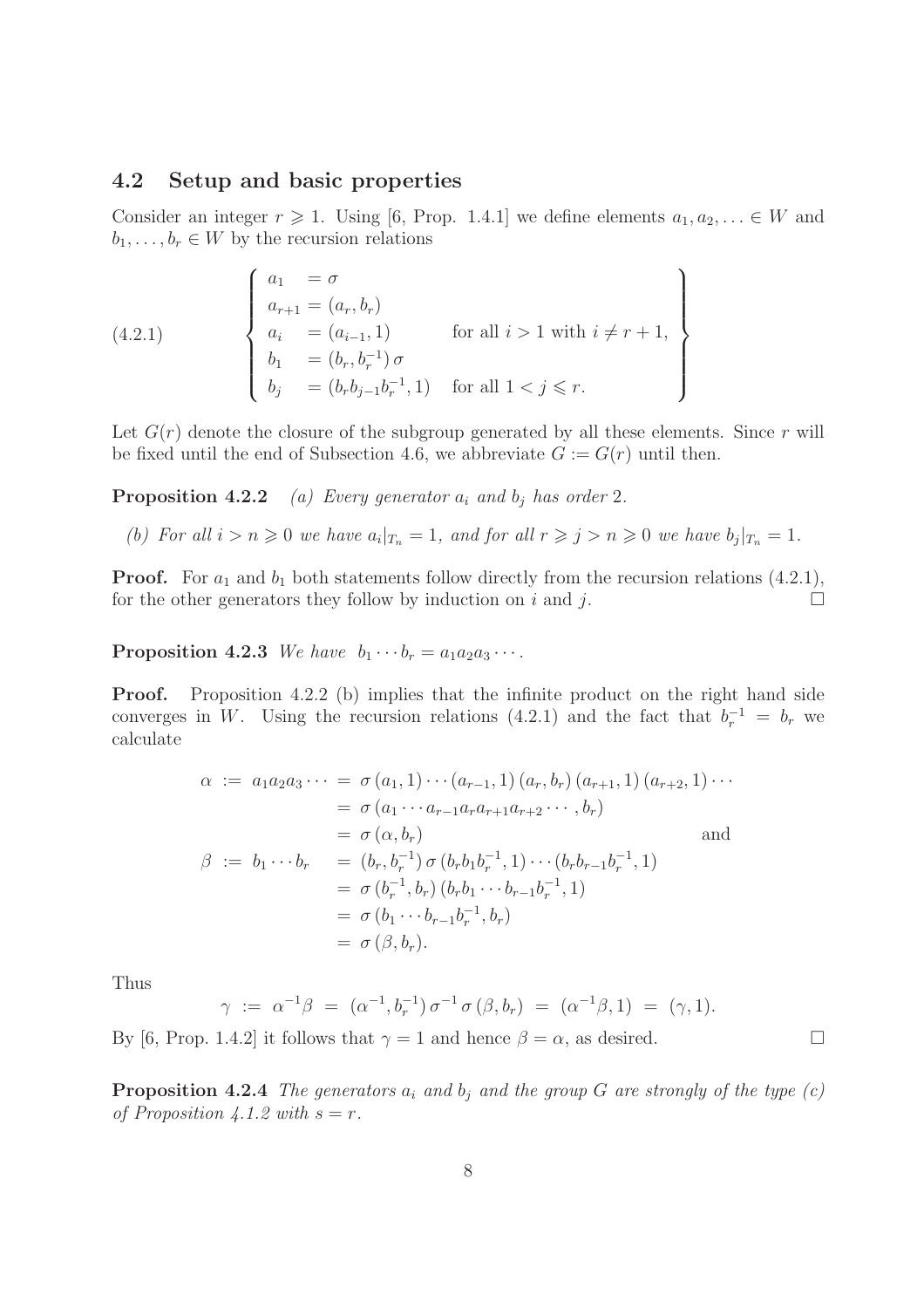## 4.2 Setup and basic properties

Consider an integer $r \geqslant 1$. Using [6, Prop. 1.4.1] we define elements $a_1, a_2, \ldots \in W$ and $b_1, \ldots, b_r \in W$ by the recursion relations

$$
\left\{
\begin{array}{lll}
a_1 & = \sigma & \\
a_{r+1} & = (a_r, b_r) & \\
a_i & = (a_{i-1}, 1) & \text{for all } i > 1 \text{ with } i \neq r+1, \\
b_1 & = (b_r, b_r^{-1})\,\sigma & \\
b_j & = (b_r b_{j-1} b_r^{-1}, 1) & \text{for all } 1 < j \leqslant r.
\end{array}
\right\}
\tag{4.2.1}
$$

Let $G(r)$ denote the closure of the subgroup generated by all these elements. Since $r$ will be fixed until the end of Subsection 4.6, we abbreviate $G := G(r)$ until then.

**Proposition 4.2.2** *(a) Every generator $a_i$ and $b_j$ has order 2.*

*(b) For all $i > n \geqslant 0$ we have $a_i|_{T_n} = 1$, and for all $r \geqslant j > n \geqslant 0$ we have $b_j|_{T_n} = 1$.*

**Proof.** For $a_1$ and $b_1$ both statements follow directly from the recursion relations (4.2.1), for the other generators they follow by induction on $i$ and $j$. $\square$

**Proposition 4.2.3** *We have $b_1 \cdots b_r = a_1 a_2 a_3 \cdots$.*

**Proof.** Proposition 4.2.2 (b) implies that the infinite product on the right hand side converges in $W$. Using the recursion relations (4.2.1) and the fact that $b_r^{-1} = b_r$ we calculate

$$
\begin{aligned}
\alpha \;:=\; a_1 a_2 a_3 \cdots \;&=\; \sigma\,(a_1, 1) \cdots (a_{r-1}, 1)\,(a_r, b_r)\,(a_{r+1}, 1)\,(a_{r+2}, 1) \cdots \\
&=\; \sigma\,(a_1 \cdots a_{r-1} a_r a_{r+1} a_{r+2} \cdots, b_r) \\
&=\; \sigma\,(\alpha, b_r) \qquad\qquad\qquad\qquad\qquad\qquad \text{and} \\
\beta \;:=\; b_1 \cdots b_r \;&=\; (b_r, b_r^{-1})\,\sigma\,(b_r b_1 b_r^{-1}, 1) \cdots (b_r b_{r-1} b_r^{-1}, 1) \\
&=\; \sigma\,(b_r^{-1}, b_r)\,(b_r b_1 \cdots b_{r-1} b_r^{-1}, 1) \\
&=\; \sigma\,(b_1 \cdots b_{r-1} b_r^{-1}, b_r) \\
&=\; \sigma\,(\beta, b_r).
\end{aligned}
$$

Thus

$$
\gamma \;:=\; \alpha^{-1}\beta \;=\; (\alpha^{-1}, b_r^{-1})\,\sigma^{-1}\,\sigma\,(\beta, b_r) \;=\; (\alpha^{-1}\beta, 1) \;=\; (\gamma, 1).
$$

By [6, Prop. 1.4.2] it follows that $\gamma = 1$ and hence $\beta = \alpha$, as desired. $\square$

**Proposition 4.2.4** *The generators $a_i$ and $b_j$ and the group $G$ are strongly of the type (c) of Proposition 4.1.2 with $s = r$.*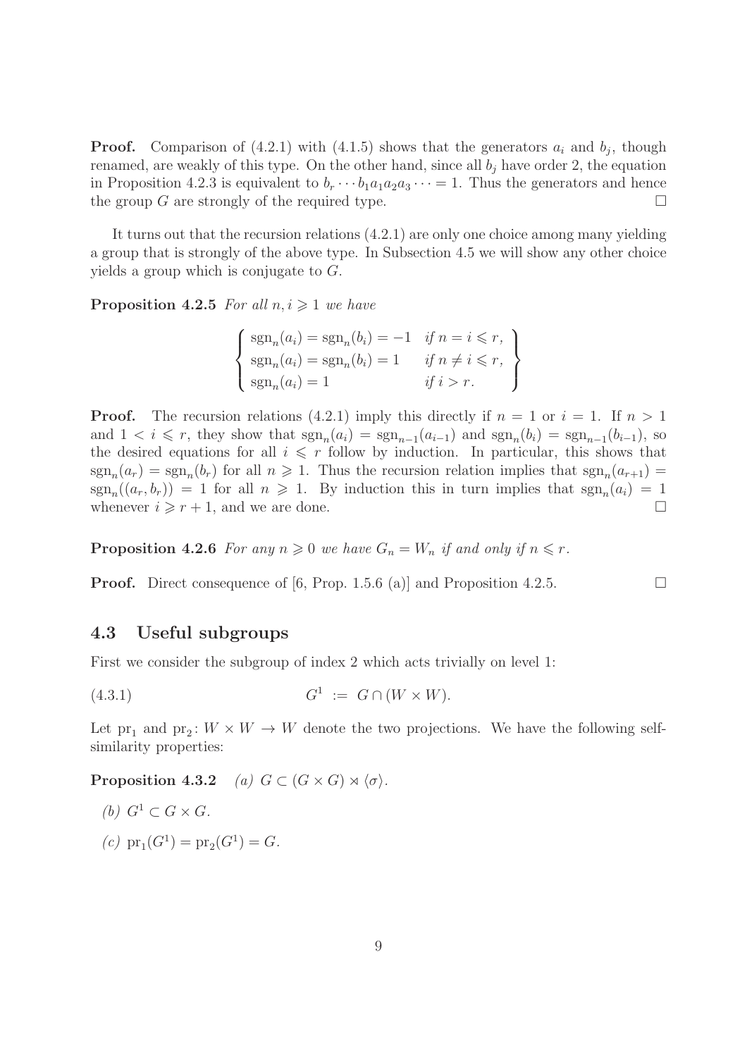**Proof.** Comparison of (4.2.1) with (4.1.5) shows that the generators $a_i$ and $b_j$, though renamed, are weakly of this type. On the other hand, since all $b_j$ have order 2, the equation in Proposition 4.2.3 is equivalent to $b_r \cdots b_1 a_1 a_2 a_3 \cdots = 1$. Thus the generators and hence the group $G$ are strongly of the required type. □

It turns out that the recursion relations (4.2.1) are only one choice among many yielding a group that is strongly of the above type. In Subsection 4.5 we will show any other choice yields a group which is conjugate to $G$.

**Proposition 4.2.5** *For all $n, i \geqslant 1$ we have*

$$\left\{ \begin{array}{ll} \mathrm{sgn}_n(a_i) = \mathrm{sgn}_n(b_i) = -1 & \text{if } n = i \leqslant r, \\ \mathrm{sgn}_n(a_i) = \mathrm{sgn}_n(b_i) = 1 & \text{if } n \neq i \leqslant r, \\ \mathrm{sgn}_n(a_i) = 1 & \text{if } i > r. \end{array} \right\}$$

**Proof.** The recursion relations (4.2.1) imply this directly if $n = 1$ or $i = 1$. If $n > 1$ and $1 < i \leqslant r$, they show that $\mathrm{sgn}_n(a_i) = \mathrm{sgn}_{n-1}(a_{i-1})$ and $\mathrm{sgn}_n(b_i) = \mathrm{sgn}_{n-1}(b_{i-1})$, so the desired equations for all $i \leqslant r$ follow by induction. In particular, this shows that $\mathrm{sgn}_n(a_r) = \mathrm{sgn}_n(b_r)$ for all $n \geqslant 1$. Thus the recursion relation implies that $\mathrm{sgn}_n(a_{r+1}) = \mathrm{sgn}_n((a_r, b_r)) = 1$ for all $n \geqslant 1$. By induction this in turn implies that $\mathrm{sgn}_n(a_i) = 1$ whenever $i \geqslant r + 1$, and we are done. □

**Proposition 4.2.6** *For any $n \geqslant 0$ we have $G_n = W_n$ if and only if $n \leqslant r$.*

**Proof.** Direct consequence of [6, Prop. 1.5.6 (a)] and Proposition 4.2.5. □

## 4.3 Useful subgroups

First we consider the subgroup of index 2 which acts trivially on level 1:

$$G^1 := G \cap (W \times W). \tag{4.3.1}$$

Let $\mathrm{pr}_1$ and $\mathrm{pr}_2 \colon W \times W \to W$ denote the two projections. We have the following self-similarity properties:

**Proposition 4.3.2** *(a) $G \subset (G \times G) \rtimes \langle \sigma \rangle$.*

*(b) $G^1 \subset G \times G$.*

*(c) $\mathrm{pr}_1(G^1) = \mathrm{pr}_2(G^1) = G$.*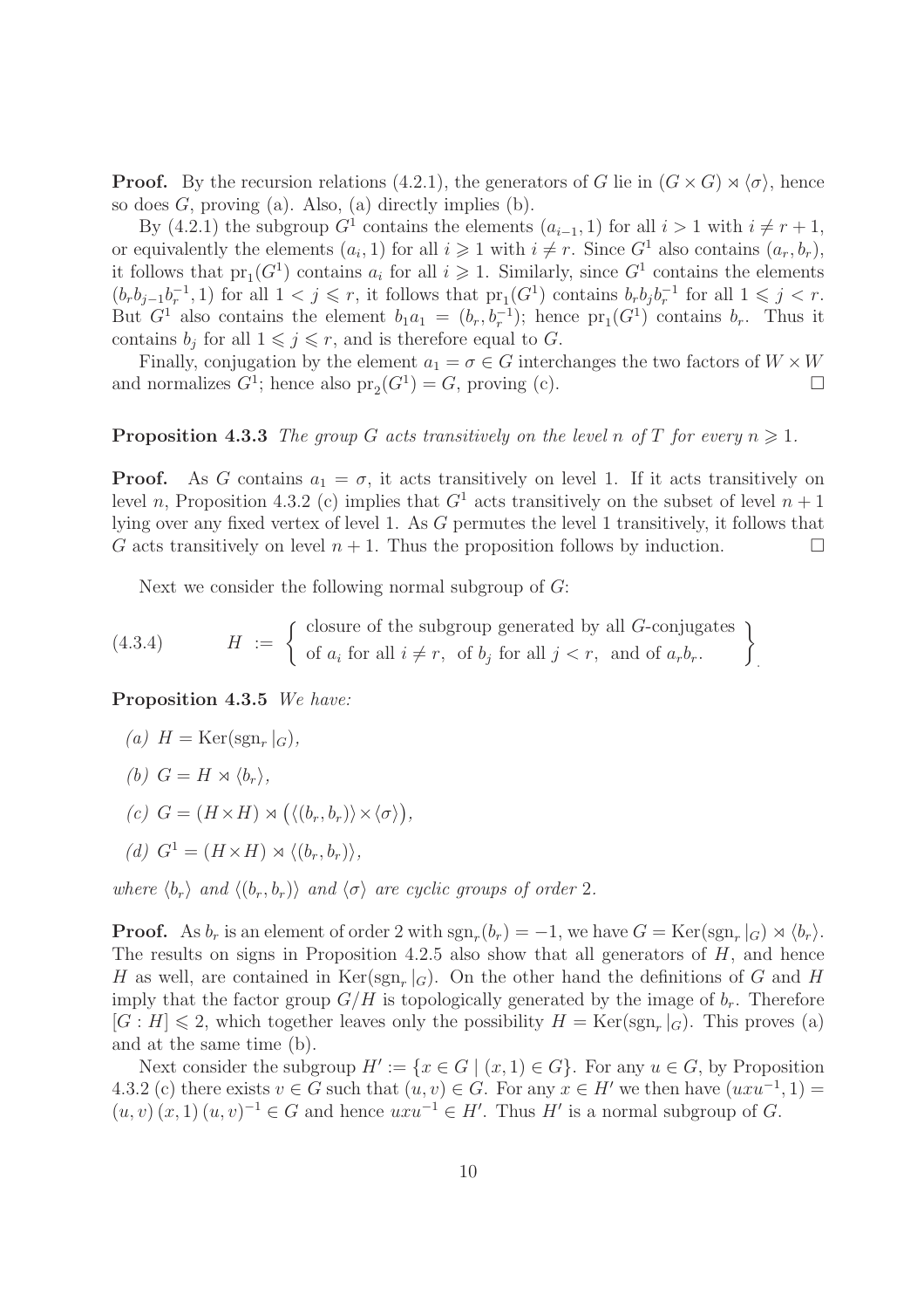**Proof.** By the recursion relations (4.2.1), the generators of $G$ lie in $(G \times G) \rtimes \langle \sigma \rangle$, hence so does $G$, proving (a). Also, (a) directly implies (b).

By (4.2.1) the subgroup $G^1$ contains the elements $(a_{i-1}, 1)$ for all $i > 1$ with $i \neq r+1$, or equivalently the elements $(a_i, 1)$ for all $i \geqslant 1$ with $i \neq r$. Since $G^1$ also contains $(a_r, b_r)$, it follows that $\mathrm{pr}_1(G^1)$ contains $a_i$ for all $i \geqslant 1$. Similarly, since $G^1$ contains the elements $(b_r b_{j-1} b_r^{-1}, 1)$ for all $1 < j \leqslant r$, it follows that $\mathrm{pr}_1(G^1)$ contains $b_r b_j b_r^{-1}$ for all $1 \leqslant j < r$. But $G^1$ also contains the element $b_1 a_1 = (b_r, b_r^{-1})$; hence $\mathrm{pr}_1(G^1)$ contains $b_r$. Thus it contains $b_j$ for all $1 \leqslant j \leqslant r$, and is therefore equal to $G$.

Finally, conjugation by the element $a_1 = \sigma \in G$ interchanges the two factors of $W \times W$ and normalizes $G^1$; hence also $\mathrm{pr}_2(G^1) = G$, proving (c). $\square$

**Proposition 4.3.3** *The group $G$ acts transitively on the level $n$ of $T$ for every $n \geqslant 1$.*

**Proof.** As $G$ contains $a_1 = \sigma$, it acts transitively on level 1. If it acts transitively on level $n$, Proposition 4.3.2 (c) implies that $G^1$ acts transitively on the subset of level $n+1$ lying over any fixed vertex of level 1. As $G$ permutes the level 1 transitively, it follows that $G$ acts transitively on level $n+1$. Thus the proposition follows by induction. $\square$

Next we consider the following normal subgroup of $G$:

$$H := \left\{ \begin{array}{l} \text{closure of the subgroup generated by all } G\text{-conjugates} \\ \text{of } a_i \text{ for all } i \neq r, \text{ of } b_j \text{ for all } j < r, \text{ and of } a_r b_r. \end{array} \right\} \tag{4.3.4}$$

**Proposition 4.3.5** *We have:*

*(a)* $H = \mathrm{Ker}(\mathrm{sgn}_r |_G)$,

*(b)* $G = H \rtimes \langle b_r \rangle$,

*(c)* $G = (H \times H) \rtimes \big( \langle (b_r, b_r) \rangle \times \langle \sigma \rangle \big)$,

*(d)* $G^1 = (H \times H) \rtimes \langle (b_r, b_r) \rangle$,

*where $\langle b_r \rangle$ and $\langle (b_r, b_r) \rangle$ and $\langle \sigma \rangle$ are cyclic groups of order 2.*

**Proof.** As $b_r$ is an element of order 2 with $\mathrm{sgn}_r(b_r) = -1$, we have $G = \mathrm{Ker}(\mathrm{sgn}_r |_G) \rtimes \langle b_r \rangle$. The results on signs in Proposition 4.2.5 also show that all generators of $H$, and hence $H$ as well, are contained in $\mathrm{Ker}(\mathrm{sgn}_r |_G)$. On the other hand the definitions of $G$ and $H$ imply that the factor group $G/H$ is topologically generated by the image of $b_r$. Therefore $[G : H] \leqslant 2$, which together leaves only the possibility $H = \mathrm{Ker}(\mathrm{sgn}_r |_G)$. This proves (a) and at the same time (b).

Next consider the subgroup $H' := \{x \in G \mid (x, 1) \in G\}$. For any $u \in G$, by Proposition 4.3.2 (c) there exists $v \in G$ such that $(u, v) \in G$. For any $x \in H'$ we then have $(uxu^{-1}, 1) = (u, v)\,(x, 1)\,(u, v)^{-1} \in G$ and hence $uxu^{-1} \in H'$. Thus $H'$ is a normal subgroup of $G$.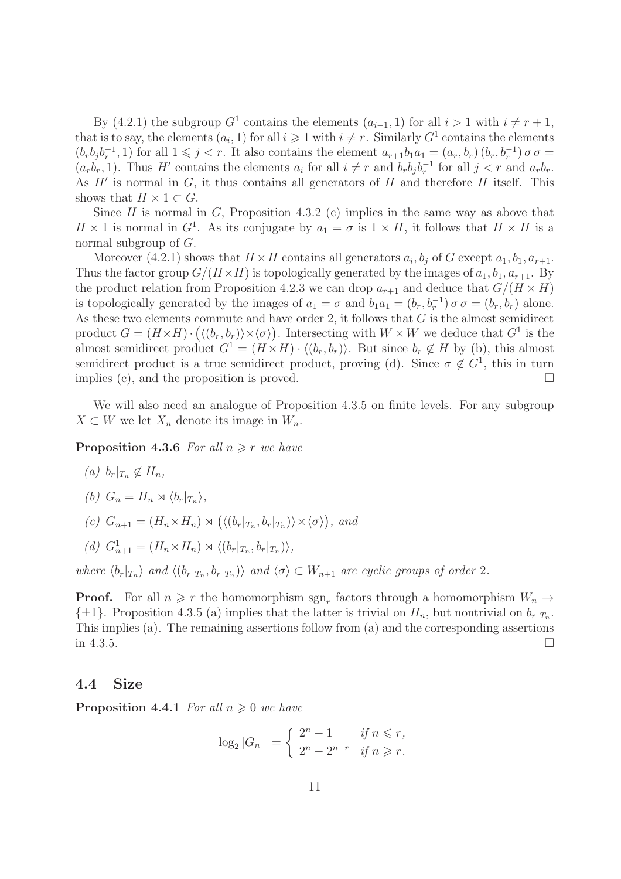By (4.2.1) the subgroup $G^1$ contains the elements $(a_{i-1}, 1)$ for all $i > 1$ with $i \neq r+1$, that is to say, the elements $(a_i, 1)$ for all $i \geqslant 1$ with $i \neq r$. Similarly $G^1$ contains the elements $(b_r b_j b_r^{-1}, 1)$ for all $1 \leqslant j < r$. It also contains the element $a_{r+1} b_1 a_1 = (a_r, b_r)\,(b_r, b_r^{-1})\,\sigma\,\sigma = (a_r b_r, 1)$. Thus $H'$ contains the elements $a_i$ for all $i \neq r$ and $b_r b_j b_r^{-1}$ for all $j < r$ and $a_r b_r$. As $H'$ is normal in $G$, it thus contains all generators of $H$ and therefore $H$ itself. This shows that $H \times 1 \subset G$.

Since $H$ is normal in $G$, Proposition 4.3.2 (c) implies in the same way as above that $H \times 1$ is normal in $G^1$. As its conjugate by $a_1 = \sigma$ is $1 \times H$, it follows that $H \times H$ is a normal subgroup of $G$.

Moreover (4.2.1) shows that $H \times H$ contains all generators $a_i, b_j$ of $G$ except $a_1, b_1, a_{r+1}$. Thus the factor group $G/(H \times H)$ is topologically generated by the images of $a_1, b_1, a_{r+1}$. By the product relation from Proposition 4.2.3 we can drop $a_{r+1}$ and deduce that $G/(H \times H)$ is topologically generated by the images of $a_1 = \sigma$ and $b_1 a_1 = (b_r, b_r^{-1})\,\sigma\,\sigma = (b_r, b_r)$ alone. As these two elements commute and have order 2, it follows that $G$ is the almost semidirect product $G = (H \times H) \cdot \big(\langle (b_r, b_r)\rangle \times \langle \sigma \rangle\big)$. Intersecting with $W \times W$ we deduce that $G^1$ is the almost semidirect product $G^1 = (H \times H) \cdot \langle (b_r, b_r)\rangle$. But since $b_r \notin H$ by (b), this almost semidirect product is a true semidirect product, proving (d). Since $\sigma \notin G^1$, this in turn implies (c), and the proposition is proved. $\square$

We will also need an analogue of Proposition 4.3.5 on finite levels. For any subgroup $X \subset W$ we let $X_n$ denote its image in $W_n$.

**Proposition 4.3.6** *For all $n \geqslant r$ we have*

- *(a)* $b_r|_{T_n} \notin H_n$,
- *(b)* $G_n = H_n \rtimes \langle b_r|_{T_n} \rangle$,
- *(c)* $G_{n+1} = (H_n \times H_n) \rtimes \big(\langle (b_r|_{T_n}, b_r|_{T_n})\rangle \times \langle \sigma \rangle\big)$, *and*
- *(d)* $G^1_{n+1} = (H_n \times H_n) \rtimes \langle (b_r|_{T_n}, b_r|_{T_n})\rangle$,

*where $\langle b_r|_{T_n} \rangle$ and $\langle (b_r|_{T_n}, b_r|_{T_n})\rangle$ and $\langle \sigma \rangle \subset W_{n+1}$ are cyclic groups of order 2.*

**Proof.** For all $n \geqslant r$ the homomorphism $\mathrm{sgn}_r$ factors through a homomorphism $W_n \to \{\pm 1\}$. Proposition 4.3.5 (a) implies that the latter is trivial on $H_n$, but nontrivial on $b_r|_{T_n}$. This implies (a). The remaining assertions follow from (a) and the corresponding assertions in 4.3.5. $\square$

## 4.4 Size

**Proposition 4.4.1** *For all $n \geqslant 0$ we have*

$$\log_2 |G_n| = \begin{cases} 2^n - 1 & \text{if } n \leqslant r, \\ 2^n - 2^{n-r} & \text{if } n \geqslant r. \end{cases}$$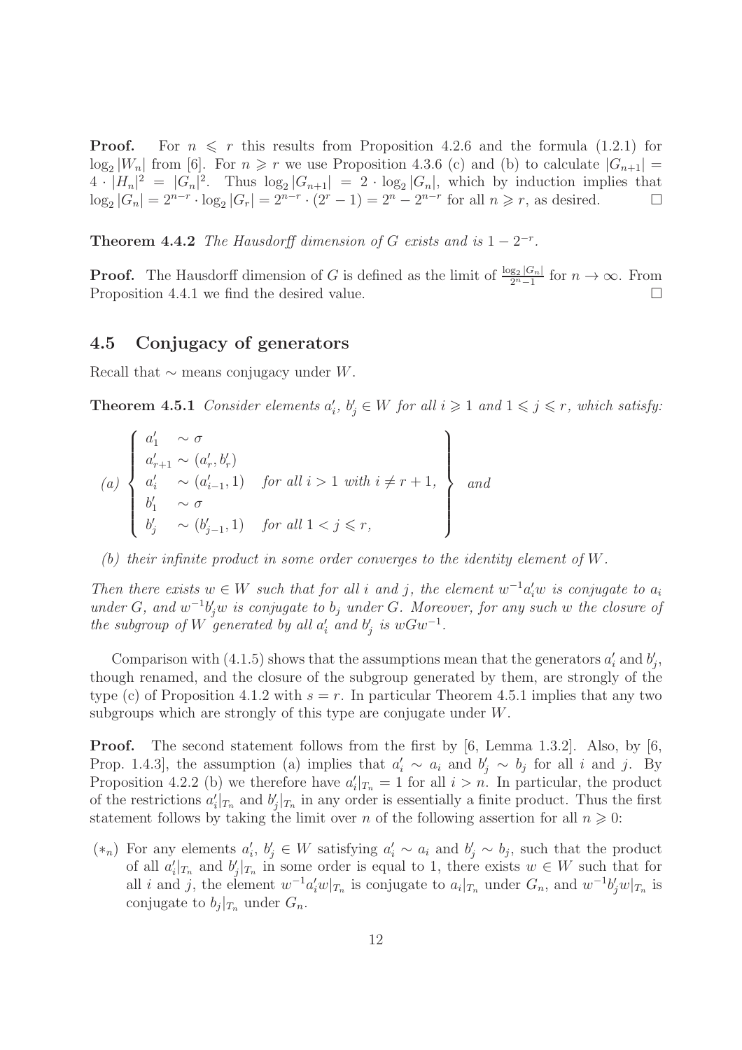**Proof.** For $n \leqslant r$ this results from Proposition 4.2.6 and the formula (1.2.1) for $\log_2 |W_n|$ from [6]. For $n \geqslant r$ we use Proposition 4.3.6 (c) and (b) to calculate $|G_{n+1}| = 4 \cdot |H_n|^2 = |G_n|^2$. Thus $\log_2 |G_{n+1}| = 2 \cdot \log_2 |G_n|$, which by induction implies that $\log_2 |G_n| = 2^{n-r} \cdot \log_2 |G_r| = 2^{n-r} \cdot (2^r - 1) = 2^n - 2^{n-r}$ for all $n \geqslant r$, as desired. □

**Theorem 4.4.2** *The Hausdorff dimension of $G$ exists and is $1 - 2^{-r}$.*

**Proof.** The Hausdorff dimension of $G$ is defined as the limit of $\frac{\log_2 |G_n|}{2^n - 1}$ for $n \to \infty$. From Proposition 4.4.1 we find the desired value. □

## 4.5 Conjugacy of generators

Recall that $\sim$ means conjugacy under $W$.

**Theorem 4.5.1** *Consider elements $a'_i$, $b'_j \in W$ for all $i \geqslant 1$ and $1 \leqslant j \leqslant r$, which satisfy:*

$$(a) \left\{ \begin{array}{lll} a'_1 & \sim \sigma & \\ a'_{r+1} & \sim (a'_r, b'_r) & \\ a'_i & \sim (a'_{i-1}, 1) & \text{for all } i > 1 \text{ with } i \neq r+1, \\ b'_1 & \sim \sigma & \\ b'_j & \sim (b'_{j-1}, 1) & \text{for all } 1 < j \leqslant r, \end{array} \right\} \text{ and}$$

*(b) their infinite product in some order converges to the identity element of $W$.*

*Then there exists $w \in W$ such that for all $i$ and $j$, the element $w^{-1}a'_i w$ is conjugate to $a_i$ under $G$, and $w^{-1}b'_j w$ is conjugate to $b_j$ under $G$. Moreover, for any such $w$ the closure of the subgroup of $W$ generated by all $a'_i$ and $b'_j$ is $wGw^{-1}$.*

Comparison with (4.1.5) shows that the assumptions mean that the generators $a'_i$ and $b'_j$, though renamed, and the closure of the subgroup generated by them, are strongly of the type (c) of Proposition 4.1.2 with $s = r$. In particular Theorem 4.5.1 implies that any two subgroups which are strongly of this type are conjugate under $W$.

**Proof.** The second statement follows from the first by [6, Lemma 1.3.2]. Also, by [6, Prop. 1.4.3], the assumption (a) implies that $a'_i \sim a_i$ and $b'_j \sim b_j$ for all $i$ and $j$. By Proposition 4.2.2 (b) we therefore have $a'_i|_{T_n} = 1$ for all $i > n$. In particular, the product of the restrictions $a'_i|_{T_n}$ and $b'_j|_{T_n}$ in any order is essentially a finite product. Thus the first statement follows by taking the limit over $n$ of the following assertion for all $n \geqslant 0$:

($*_n$) For any elements $a'_i$, $b'_j \in W$ satisfying $a'_i \sim a_i$ and $b'_j \sim b_j$, such that the product of all $a'_i|_{T_n}$ and $b'_j|_{T_n}$ in some order is equal to 1, there exists $w \in W$ such that for all $i$ and $j$, the element $w^{-1}a'_i w|_{T_n}$ is conjugate to $a_i|_{T_n}$ under $G_n$, and $w^{-1}b'_j w|_{T_n}$ is conjugate to $b_j|_{T_n}$ under $G_n$.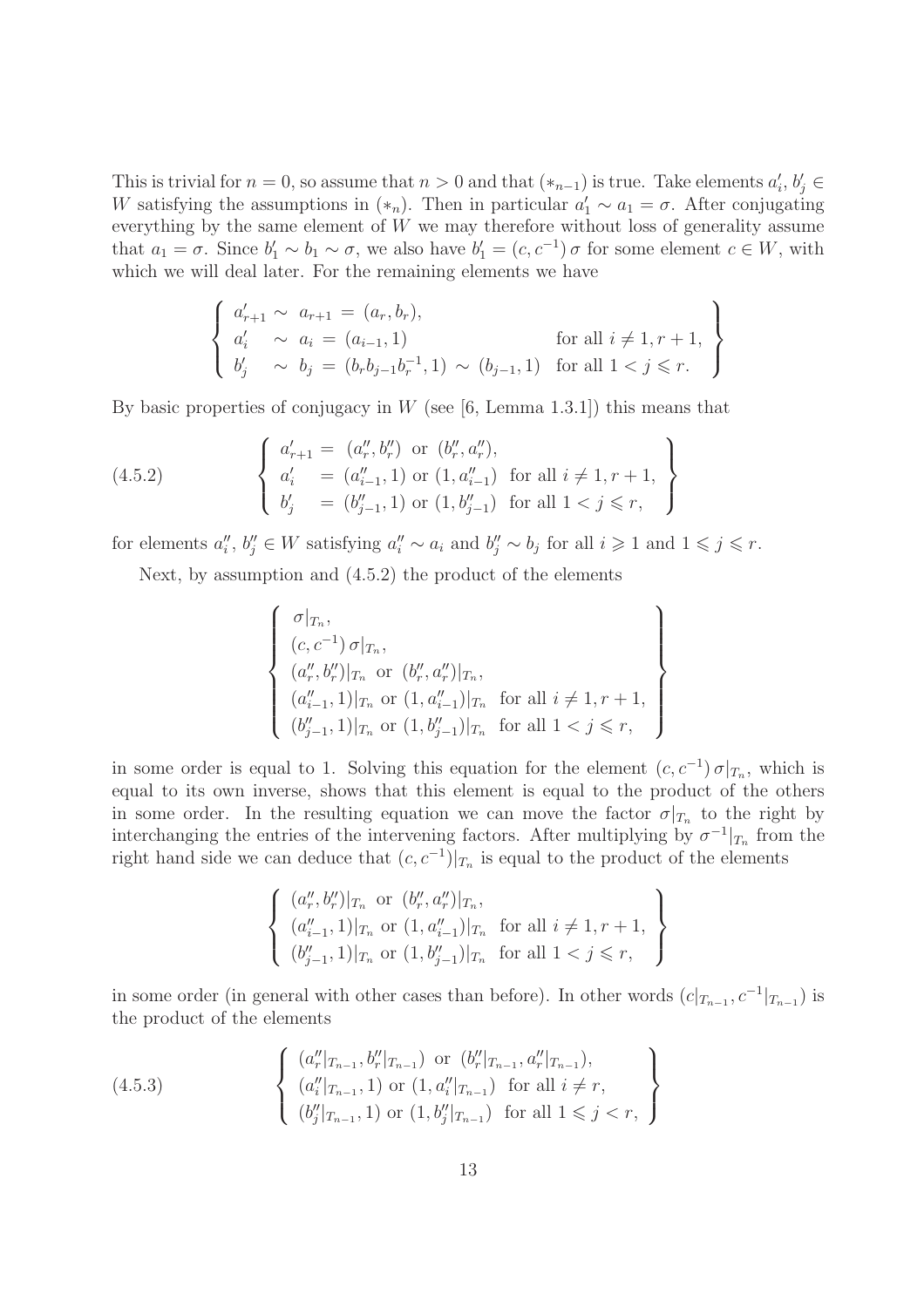This is trivial for $n = 0$, so assume that $n > 0$ and that $(*_{n-1})$ is true. Take elements $a'_i, b'_j \in W$ satisfying the assumptions in $(*_n)$. Then in particular $a'_1 \sim a_1 = \sigma$. After conjugating everything by the same element of $W$ we may therefore without loss of generality assume that $a_1 = \sigma$. Since $b'_1 \sim b_1 \sim \sigma$, we also have $b'_1 = (c, c^{-1})\,\sigma$ for some element $c \in W$, with which we will deal later. For the remaining elements we have

$$\left\{ \begin{array}{lll} a'_{r+1} \sim \; a_{r+1} \,=\, (a_r, b_r), & & \\ a'_i \quad \sim \; a_i \,=\, (a_{i-1}, 1) & & \text{for all } i \neq 1, r+1, \\ b'_j \quad \sim \; b_j \,=\, (b_r b_{j-1} b_r^{-1}, 1) \,\sim\, (b_{j-1}, 1) & & \text{for all } 1 < j \leqslant r. \end{array} \right\}$$

By basic properties of conjugacy in $W$ (see [6, Lemma 1.3.1]) this means that

$$\text{(4.5.2)} \qquad \left\{ \begin{array}{ll} a'_{r+1} = \; (a''_r, b''_r) \text{ or } (b''_r, a''_r), & \\ a'_i \quad = (a''_{i-1}, 1) \text{ or } (1, a''_{i-1}) & \text{for all } i \neq 1, r+1, \\ b'_j \quad = (b''_{j-1}, 1) \text{ or } (1, b''_{j-1}) & \text{for all } 1 < j \leqslant r, \end{array} \right\}$$

for elements $a''_i, b''_j \in W$ satisfying $a''_i \sim a_i$ and $b''_j \sim b_j$ for all $i \geqslant 1$ and $1 \leqslant j \leqslant r$.

Next, by assumption and (4.5.2) the product of the elements

$$\left\{ \begin{array}{ll} \sigma|_{T_n}, & \\ (c, c^{-1})\,\sigma|_{T_n}, & \\ (a''_r, b''_r)|_{T_n} \text{ or } (b''_r, a''_r)|_{T_n}, & \\ (a''_{i-1}, 1)|_{T_n} \text{ or } (1, a''_{i-1})|_{T_n} & \text{for all } i \neq 1, r+1, \\ (b''_{j-1}, 1)|_{T_n} \text{ or } (1, b''_{j-1})|_{T_n} & \text{for all } 1 < j \leqslant r, \end{array} \right\}$$

in some order is equal to 1. Solving this equation for the element $(c, c^{-1})\,\sigma|_{T_n}$, which is equal to its own inverse, shows that this element is equal to the product of the others in some order. In the resulting equation we can move the factor $\sigma|_{T_n}$ to the right by interchanging the entries of the intervening factors. After multiplying by $\sigma^{-1}|_{T_n}$ from the right hand side we can deduce that $(c, c^{-1})|_{T_n}$ is equal to the product of the elements

$$\left\{ \begin{array}{ll} (a''_r, b''_r)|_{T_n} \text{ or } (b''_r, a''_r)|_{T_n}, & \\ (a''_{i-1}, 1)|_{T_n} \text{ or } (1, a''_{i-1})|_{T_n} & \text{for all } i \neq 1, r+1, \\ (b''_{j-1}, 1)|_{T_n} \text{ or } (1, b''_{j-1})|_{T_n} & \text{for all } 1 < j \leqslant r, \end{array} \right\}$$

in some order (in general with other cases than before). In other words $(c|_{T_{n-1}}, c^{-1}|_{T_{n-1}})$ is the product of the elements

$$\text{(4.5.3)} \qquad \left\{ \begin{array}{ll} (a''_r|_{T_{n-1}}, b''_r|_{T_{n-1}}) \text{ or } (b''_r|_{T_{n-1}}, a''_r|_{T_{n-1}}), & \\ (a''_i|_{T_{n-1}}, 1) \text{ or } (1, a''_i|_{T_{n-1}}) & \text{for all } i \neq r, \\ (b''_j|_{T_{n-1}}, 1) \text{ or } (1, b''_j|_{T_{n-1}}) & \text{for all } 1 \leqslant j < r, \end{array} \right\}$$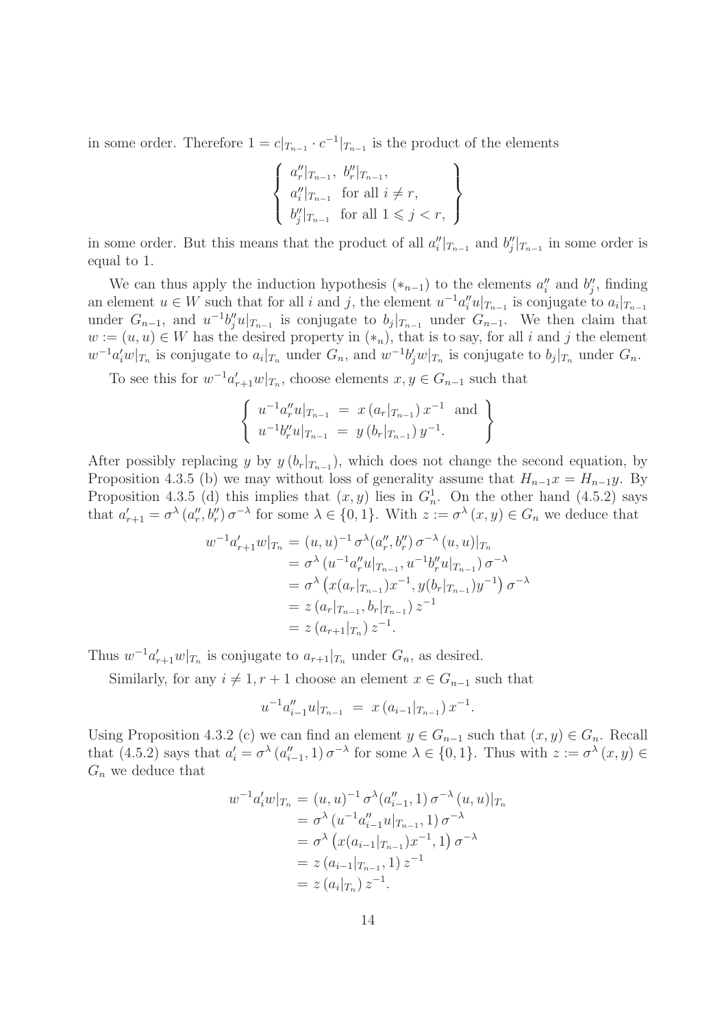in some order. Therefore $1 = c|_{T_{n-1}} \cdot c^{-1}|_{T_{n-1}}$ is the product of the elements

$$\left\{ \begin{array}{ll} a''_r|_{T_{n-1}}, \ b''_r|_{T_{n-1}}, & \\ a''_i|_{T_{n-1}} & \text{for all } i \neq r, \\ b''_j|_{T_{n-1}} & \text{for all } 1 \leqslant j < r, \end{array} \right\}$$

in some order. But this means that the product of all $a''_i|_{T_{n-1}}$ and $b''_j|_{T_{n-1}}$ in some order is equal to 1.

We can thus apply the induction hypothesis $(*_{n-1})$ to the elements $a''_i$ and $b''_j$, finding an element $u \in W$ such that for all $i$ and $j$, the element $u^{-1}a''_i u|_{T_{n-1}}$ is conjugate to $a_i|_{T_{n-1}}$ under $G_{n-1}$, and $u^{-1}b''_j u|_{T_{n-1}}$ is conjugate to $b_j|_{T_{n-1}}$ under $G_{n-1}$. We then claim that $w := (u, u) \in W$ has the desired property in $(*_n)$, that is to say, for all $i$ and $j$ the element $w^{-1}a'_i w|_{T_n}$ is conjugate to $a_i|_{T_n}$ under $G_n$, and $w^{-1}b'_j w|_{T_n}$ is conjugate to $b_j|_{T_n}$ under $G_n$.

To see this for $w^{-1}a'_{r+1}w|_{T_n}$, choose elements $x, y \in G_{n-1}$ such that

$$\left\{ \begin{array}{rcl} u^{-1}a''_r u|_{T_{n-1}} & = & x\,(a_r|_{T_{n-1}})\,x^{-1} \ \text{ and} \\ u^{-1}b''_r u|_{T_{n-1}} & = & y\,(b_r|_{T_{n-1}})\,y^{-1}. \end{array} \right\}$$

After possibly replacing $y$ by $y\,(b_r|_{T_{n-1}})$, which does not change the second equation, by Proposition 4.3.5 (b) we may without loss of generality assume that $H_{n-1}x = H_{n-1}y$. By Proposition 4.3.5 (d) this implies that $(x, y)$ lies in $G_n^1$. On the other hand (4.5.2) says that $a'_{r+1} = \sigma^\lambda\,(a''_r, b''_r)\,\sigma^{-\lambda}$ for some $\lambda \in \{0, 1\}$. With $z := \sigma^\lambda\,(x, y) \in G_n$ we deduce that

$$\begin{aligned} w^{-1}a'_{r+1}w|_{T_n} &= (u,u)^{-1}\,\sigma^\lambda(a''_r, b''_r)\,\sigma^{-\lambda}\,(u,u)|_{T_n} \\ &= \sigma^\lambda\,(u^{-1}a''_r u|_{T_{n-1}}, u^{-1}b''_r u|_{T_{n-1}})\,\sigma^{-\lambda} \\ &= \sigma^\lambda\,\big(x(a_r|_{T_{n-1}})x^{-1}, y(b_r|_{T_{n-1}})y^{-1}\big)\,\sigma^{-\lambda} \\ &= z\,(a_r|_{T_{n-1}}, b_r|_{T_{n-1}})\,z^{-1} \\ &= z\,(a_{r+1}|_{T_n})\,z^{-1}. \end{aligned}$$

Thus $w^{-1}a'_{r+1}w|_{T_n}$ is conjugate to $a_{r+1}|_{T_n}$ under $G_n$, as desired.

Similarly, for any $i \neq 1, r+1$ choose an element $x \in G_{n-1}$ such that

$$u^{-1}a''_{i-1}u|_{T_{n-1}} \;=\; x\,(a_{i-1}|_{T_{n-1}})\,x^{-1}.$$

Using Proposition 4.3.2 (c) we can find an element $y \in G_{n-1}$ such that $(x, y) \in G_n$. Recall that (4.5.2) says that $a'_i = \sigma^\lambda\,(a''_{i-1}, 1)\,\sigma^{-\lambda}$ for some $\lambda \in \{0, 1\}$. Thus with $z := \sigma^\lambda\,(x, y) \in G_n$ we deduce that

$$\begin{aligned} w^{-1}a'_i w|_{T_n} &= (u,u)^{-1}\,\sigma^\lambda(a''_{i-1}, 1)\,\sigma^{-\lambda}\,(u,u)|_{T_n} \\ &= \sigma^\lambda\,(u^{-1}a''_{i-1}u|_{T_{n-1}}, 1)\,\sigma^{-\lambda} \\ &= \sigma^\lambda\,\big(x(a_{i-1}|_{T_{n-1}})x^{-1}, 1\big)\,\sigma^{-\lambda} \\ &= z\,(a_{i-1}|_{T_{n-1}}, 1)\,z^{-1} \\ &= z\,(a_i|_{T_n})\,z^{-1}. \end{aligned}$$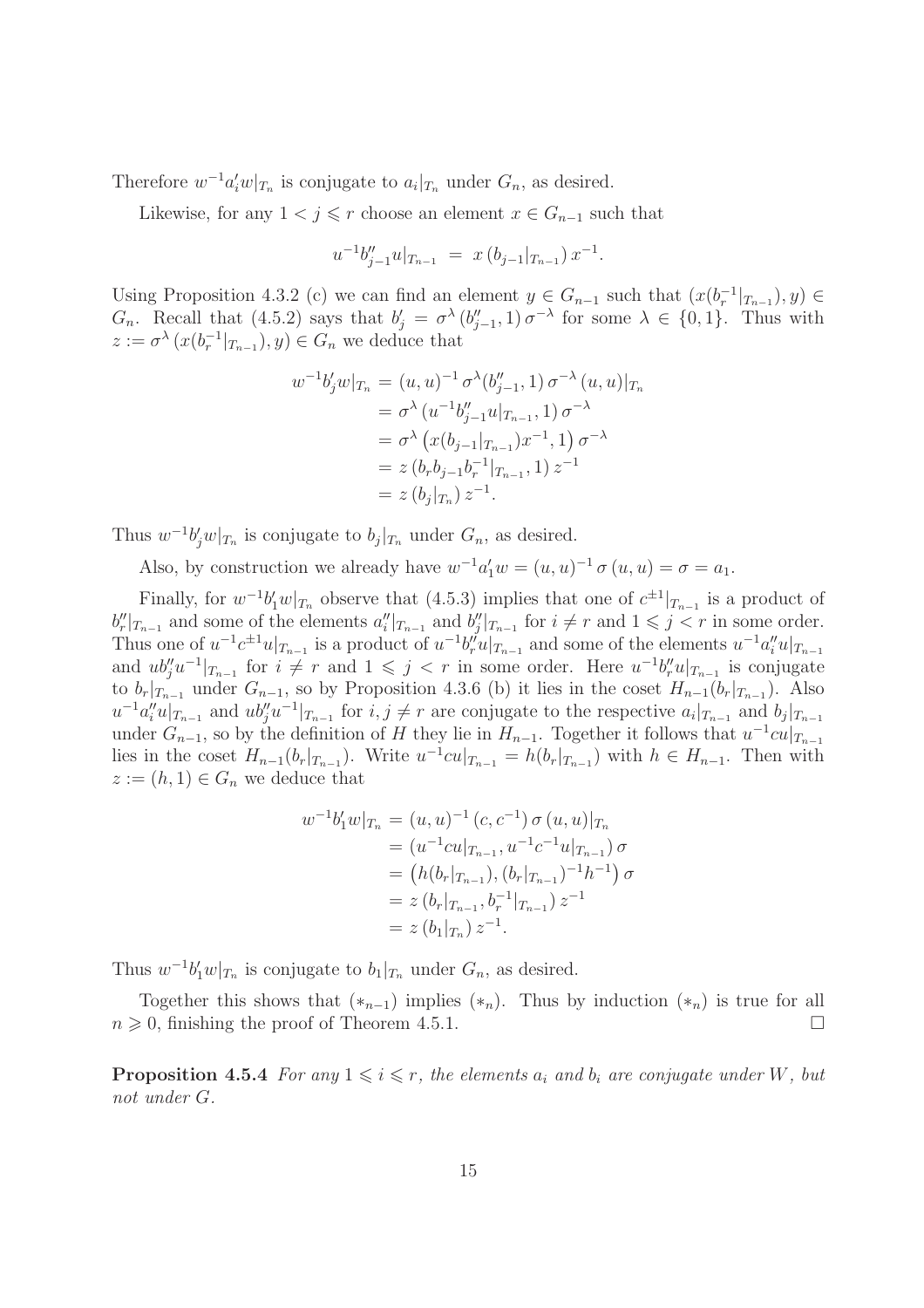Therefore $w^{-1}a_i'w|_{T_n}$ is conjugate to $a_i|_{T_n}$ under $G_n$, as desired.

Likewise, for any $1 < j \leqslant r$ choose an element $x \in G_{n-1}$ such that

$$u^{-1}b_{j-1}''u|_{T_{n-1}} \;=\; x\,(b_{j-1}|_{T_{n-1}})\,x^{-1}.$$

Using Proposition 4.3.2 (c) we can find an element $y \in G_{n-1}$ such that $(x(b_r^{-1}|_{T_{n-1}}), y) \in G_n$. Recall that (4.5.2) says that $b_j' = \sigma^\lambda\,(b_{j-1}'', 1)\,\sigma^{-\lambda}$ for some $\lambda \in \{0,1\}$. Thus with $z := \sigma^\lambda\,(x(b_r^{-1}|_{T_{n-1}}), y) \in G_n$ we deduce that

$$\begin{aligned}
w^{-1}b_j'w|_{T_n} &= (u,u)^{-1}\,\sigma^\lambda(b_{j-1}'',1)\,\sigma^{-\lambda}\,(u,u)|_{T_n} \\
&= \sigma^\lambda\,(u^{-1}b_{j-1}''u|_{T_{n-1}},1)\,\sigma^{-\lambda} \\
&= \sigma^\lambda\,\big(x(b_{j-1}|_{T_{n-1}})x^{-1},1\big)\,\sigma^{-\lambda} \\
&= z\,(b_rb_{j-1}b_r^{-1}|_{T_{n-1}},1)\,z^{-1} \\
&= z\,(b_j|_{T_n})\,z^{-1}.
\end{aligned}$$

Thus $w^{-1}b_j'w|_{T_n}$ is conjugate to $b_j|_{T_n}$ under $G_n$, as desired.

Also, by construction we already have $w^{-1}a_1'w = (u,u)^{-1}\,\sigma\,(u,u) = \sigma = a_1$.

Finally, for $w^{-1}b_1'w|_{T_n}$ observe that (4.5.3) implies that one of $c^{\pm 1}|_{T_{n-1}}$ is a product of $b_r''|_{T_{n-1}}$ and some of the elements $a_i''|_{T_{n-1}}$ and $b_j''|_{T_{n-1}}$ for $i \neq r$ and $1 \leqslant j < r$ in some order. Thus one of $u^{-1}c^{\pm 1}u|_{T_{n-1}}$ is a product of $u^{-1}b_r''u|_{T_{n-1}}$ and some of the elements $u^{-1}a_i''u|_{T_{n-1}}$ and $ub_j''u^{-1}|_{T_{n-1}}$ for $i \neq r$ and $1 \leqslant j < r$ in some order. Here $u^{-1}b_r''u|_{T_{n-1}}$ is conjugate to $b_r|_{T_{n-1}}$ under $G_{n-1}$, so by Proposition 4.3.6 (b) it lies in the coset $H_{n-1}(b_r|_{T_{n-1}})$. Also $u^{-1}a_i''u|_{T_{n-1}}$ and $ub_j''u^{-1}|_{T_{n-1}}$ for $i,j \neq r$ are conjugate to the respective $a_i|_{T_{n-1}}$ and $b_j|_{T_{n-1}}$ under $G_{n-1}$, so by the definition of $H$ they lie in $H_{n-1}$. Together it follows that $u^{-1}cu|_{T_{n-1}}$ lies in the coset $H_{n-1}(b_r|_{T_{n-1}})$. Write $u^{-1}cu|_{T_{n-1}} = h(b_r|_{T_{n-1}})$ with $h \in H_{n-1}$. Then with $z := (h,1) \in G_n$ we deduce that

$$\begin{aligned}
w^{-1}b_1'w|_{T_n} &= (u,u)^{-1}\,(c,c^{-1})\,\sigma\,(u,u)|_{T_n} \\
&= (u^{-1}cu|_{T_{n-1}}, u^{-1}c^{-1}u|_{T_{n-1}})\,\sigma \\
&= \big(h(b_r|_{T_{n-1}}), (b_r|_{T_{n-1}})^{-1}h^{-1}\big)\,\sigma \\
&= z\,(b_r|_{T_{n-1}}, b_r^{-1}|_{T_{n-1}})\,z^{-1} \\
&= z\,(b_1|_{T_n})\,z^{-1}.
\end{aligned}$$

Thus $w^{-1}b_1'w|_{T_n}$ is conjugate to $b_1|_{T_n}$ under $G_n$, as desired.

Together this shows that $(*_{n-1})$ implies $(*_n)$. Thus by induction $(*_n)$ is true for all $n \geqslant 0$, finishing the proof of Theorem 4.5.1. $\square$

**Proposition 4.5.4** *For any $1 \leqslant i \leqslant r$, the elements $a_i$ and $b_i$ are conjugate under $W$, but not under $G$.*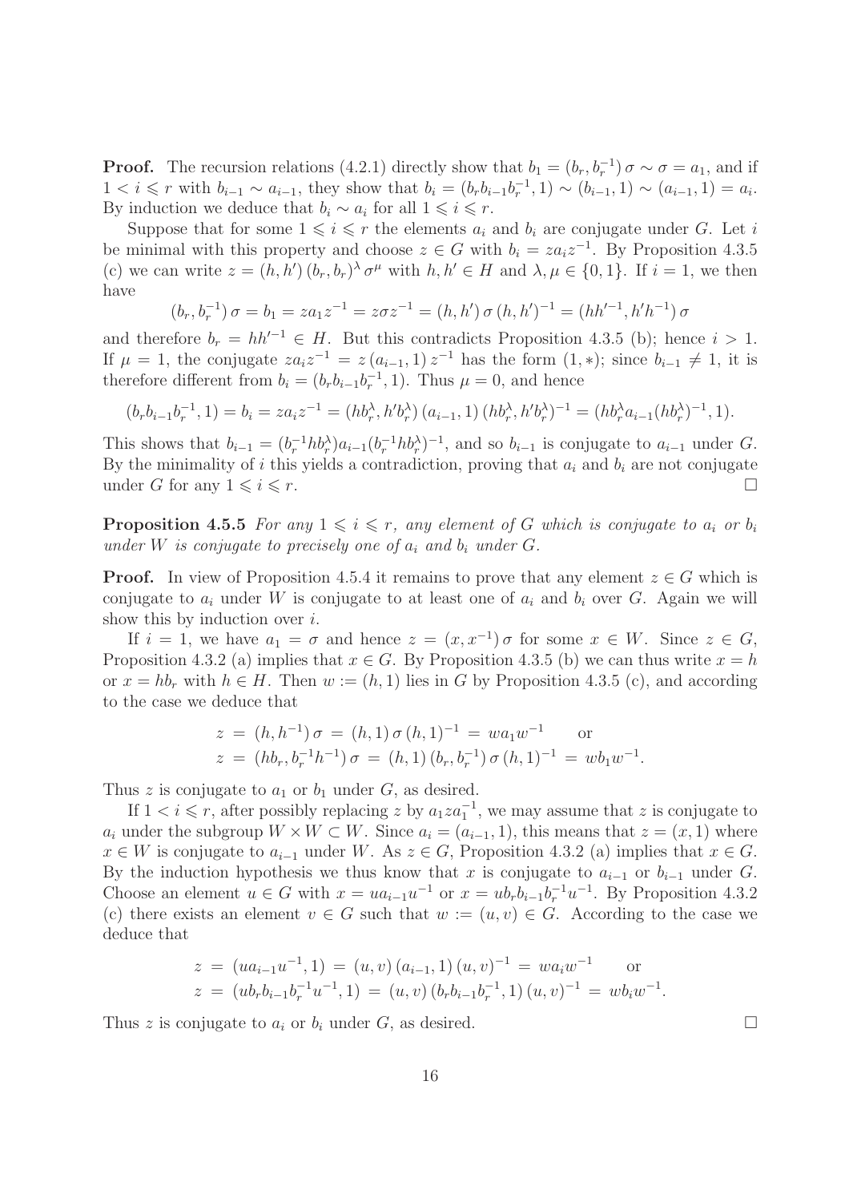**Proof.** The recursion relations (4.2.1) directly show that $b_1 = (b_r, b_r^{-1})\,\sigma \sim \sigma = a_1$, and if $1 < i \leqslant r$ with $b_{i-1} \sim a_{i-1}$, they show that $b_i = (b_r b_{i-1} b_r^{-1}, 1) \sim (b_{i-1}, 1) \sim (a_{i-1}, 1) = a_i$. By induction we deduce that $b_i \sim a_i$ for all $1 \leqslant i \leqslant r$.

Suppose that for some $1 \leqslant i \leqslant r$ the elements $a_i$ and $b_i$ are conjugate under $G$. Let $i$ be minimal with this property and choose $z \in G$ with $b_i = z a_i z^{-1}$. By Proposition 4.3.5 (c) we can write $z = (h, h')\,(b_r, b_r)^\lambda\,\sigma^\mu$ with $h, h' \in H$ and $\lambda, \mu \in \{0, 1\}$. If $i = 1$, we then have

$$(b_r, b_r^{-1})\,\sigma = b_1 = z a_1 z^{-1} = z \sigma z^{-1} = (h, h')\,\sigma\,(h, h')^{-1} = (hh'^{-1}, h'h^{-1})\,\sigma$$

and therefore $b_r = hh'^{-1} \in H$. But this contradicts Proposition 4.3.5 (b); hence $i > 1$. If $\mu = 1$, the conjugate $z a_i z^{-1} = z\,(a_{i-1}, 1)\,z^{-1}$ has the form $(1, *)$; since $b_{i-1} \neq 1$, it is therefore different from $b_i = (b_r b_{i-1} b_r^{-1}, 1)$. Thus $\mu = 0$, and hence

$$(b_r b_{i-1} b_r^{-1}, 1) = b_i = z a_i z^{-1} = (hb_r^\lambda, h'b_r^\lambda)\,(a_{i-1}, 1)\,(hb_r^\lambda, h'b_r^\lambda)^{-1} = (hb_r^\lambda a_{i-1} (hb_r^\lambda)^{-1}, 1).$$

This shows that $b_{i-1} = (b_r^{-1} h b_r^\lambda) a_{i-1} (b_r^{-1} h b_r^\lambda)^{-1}$, and so $b_{i-1}$ is conjugate to $a_{i-1}$ under $G$. By the minimality of $i$ this yields a contradiction, proving that $a_i$ and $b_i$ are not conjugate under $G$ for any $1 \leqslant i \leqslant r$. $\square$

**Proposition 4.5.5** *For any $1 \leqslant i \leqslant r$, any element of $G$ which is conjugate to $a_i$ or $b_i$ under $W$ is conjugate to precisely one of $a_i$ and $b_i$ under $G$.*

**Proof.** In view of Proposition 4.5.4 it remains to prove that any element $z \in G$ which is conjugate to $a_i$ under $W$ is conjugate to at least one of $a_i$ and $b_i$ over $G$. Again we will show this by induction over $i$.

If $i = 1$, we have $a_1 = \sigma$ and hence $z = (x, x^{-1})\,\sigma$ for some $x \in W$. Since $z \in G$, Proposition 4.3.2 (a) implies that $x \in G$. By Proposition 4.3.5 (b) we can thus write $x = h$ or $x = hb_r$ with $h \in H$. Then $w := (h, 1)$ lies in $G$ by Proposition 4.3.5 (c), and according to the case we deduce that

$$\begin{aligned}
z \;&=\; (h, h^{-1})\,\sigma \;=\; (h, 1)\,\sigma\,(h, 1)^{-1} \;=\; w a_1 w^{-1} \qquad \text{or} \\
z \;&=\; (hb_r, b_r^{-1} h^{-1})\,\sigma \;=\; (h, 1)\,(b_r, b_r^{-1})\,\sigma\,(h, 1)^{-1} \;=\; w b_1 w^{-1}.
\end{aligned}$$

Thus $z$ is conjugate to $a_1$ or $b_1$ under $G$, as desired.

If $1 < i \leqslant r$, after possibly replacing $z$ by $a_1 z a_1^{-1}$, we may assume that $z$ is conjugate to $a_i$ under the subgroup $W \times W \subset W$. Since $a_i = (a_{i-1}, 1)$, this means that $z = (x, 1)$ where $x \in W$ is conjugate to $a_{i-1}$ under $W$. As $z \in G$, Proposition 4.3.2 (a) implies that $x \in G$. By the induction hypothesis we thus know that $x$ is conjugate to $a_{i-1}$ or $b_{i-1}$ under $G$. Choose an element $u \in G$ with $x = u a_{i-1} u^{-1}$ or $x = u b_r b_{i-1} b_r^{-1} u^{-1}$. By Proposition 4.3.2 (c) there exists an element $v \in G$ such that $w := (u, v) \in G$. According to the case we deduce that

$$\begin{aligned}
z \;&=\; (u a_{i-1} u^{-1}, 1) \;=\; (u, v)\,(a_{i-1}, 1)\,(u, v)^{-1} \;=\; w a_i w^{-1} \qquad \text{or} \\
z \;&=\; (u b_r b_{i-1} b_r^{-1} u^{-1}, 1) \;=\; (u, v)\,(b_r b_{i-1} b_r^{-1}, 1)\,(u, v)^{-1} \;=\; w b_i w^{-1}.
\end{aligned}$$

Thus $z$ is conjugate to $a_i$ or $b_i$ under $G$, as desired. $\square$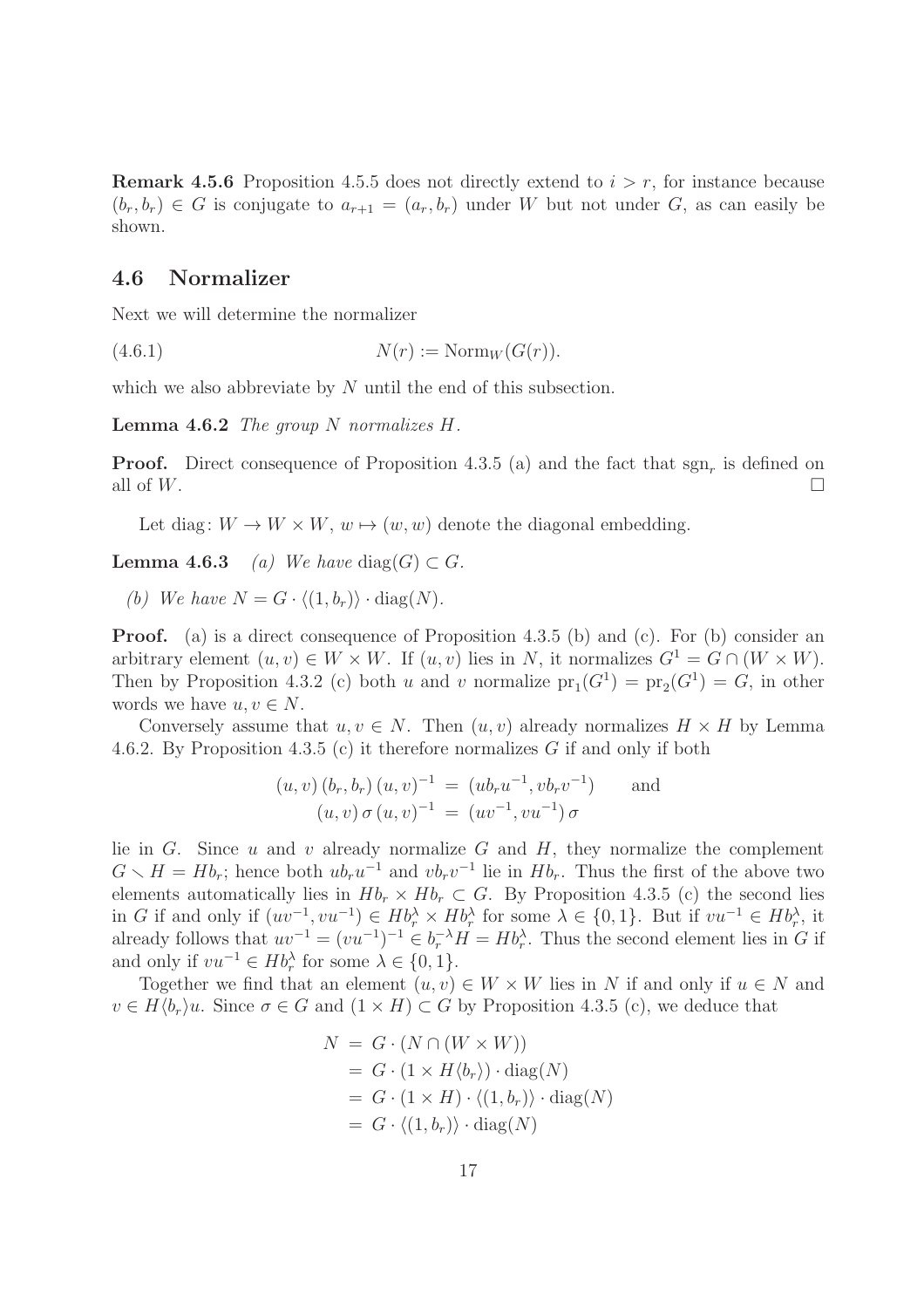**Remark 4.5.6** Proposition 4.5.5 does not directly extend to $i > r$, for instance because $(b_r, b_r) \in G$ is conjugate to $a_{r+1} = (a_r, b_r)$ under $W$ but not under $G$, as can easily be shown.

## 4.6 Normalizer

Next we will determine the normalizer

$$N(r) := \mathrm{Norm}_W(G(r)). \tag{4.6.1}$$

which we also abbreviate by $N$ until the end of this subsection.

**Lemma 4.6.2** *The group $N$ normalizes $H$.*

**Proof.** Direct consequence of Proposition 4.3.5 (a) and the fact that $\mathrm{sgn}_r$ is defined on all of $W$. □

Let $\mathrm{diag}\colon W \to W \times W$, $w \mapsto (w, w)$ denote the diagonal embedding.

**Lemma 4.6.3** *(a) We have $\mathrm{diag}(G) \subset G$.*

*(b) We have $N = G \cdot \langle (1, b_r) \rangle \cdot \mathrm{diag}(N)$.*

**Proof.** (a) is a direct consequence of Proposition 4.3.5 (b) and (c). For (b) consider an arbitrary element $(u, v) \in W \times W$. If $(u, v)$ lies in $N$, it normalizes $G^1 = G \cap (W \times W)$. Then by Proposition 4.3.2 (c) both $u$ and $v$ normalize $\mathrm{pr}_1(G^1) = \mathrm{pr}_2(G^1) = G$, in other words we have $u, v \in N$.

Conversely assume that $u, v \in N$. Then $(u, v)$ already normalizes $H \times H$ by Lemma 4.6.2. By Proposition 4.3.5 (c) it therefore normalizes $G$ if and only if both

$$(u, v)\,(b_r, b_r)\,(u, v)^{-1} \;=\; (ub_ru^{-1}, vb_rv^{-1}) \qquad \text{and}$$
$$(u, v)\,\sigma\,(u, v)^{-1} \;=\; (uv^{-1}, vu^{-1})\,\sigma$$

lie in $G$. Since $u$ and $v$ already normalize $G$ and $H$, they normalize the complement $G \setminus H = Hb_r$; hence both $ub_ru^{-1}$ and $vb_rv^{-1}$ lie in $Hb_r$. Thus the first of the above two elements automatically lies in $Hb_r \times Hb_r \subset G$. By Proposition 4.3.5 (c) the second lies in $G$ if and only if $(uv^{-1}, vu^{-1}) \in Hb_r^\lambda \times Hb_r^\lambda$ for some $\lambda \in \{0, 1\}$. But if $vu^{-1} \in Hb_r^\lambda$, it already follows that $uv^{-1} = (vu^{-1})^{-1} \in b_r^{-\lambda}H = Hb_r^\lambda$. Thus the second element lies in $G$ if and only if $vu^{-1} \in Hb_r^\lambda$ for some $\lambda \in \{0, 1\}$.

Together we find that an element $(u, v) \in W \times W$ lies in $N$ if and only if $u \in N$ and $v \in H\langle b_r \rangle u$. Since $\sigma \in G$ and $(1 \times H) \subset G$ by Proposition 4.3.5 (c), we deduce that

$$\begin{aligned}
N \;&=\; G \cdot (N \cap (W \times W)) \\
&=\; G \cdot (1 \times H\langle b_r \rangle) \cdot \mathrm{diag}(N) \\
&=\; G \cdot (1 \times H) \cdot \langle (1, b_r) \rangle \cdot \mathrm{diag}(N) \\
&=\; G \cdot \langle (1, b_r) \rangle \cdot \mathrm{diag}(N)
\end{aligned}$$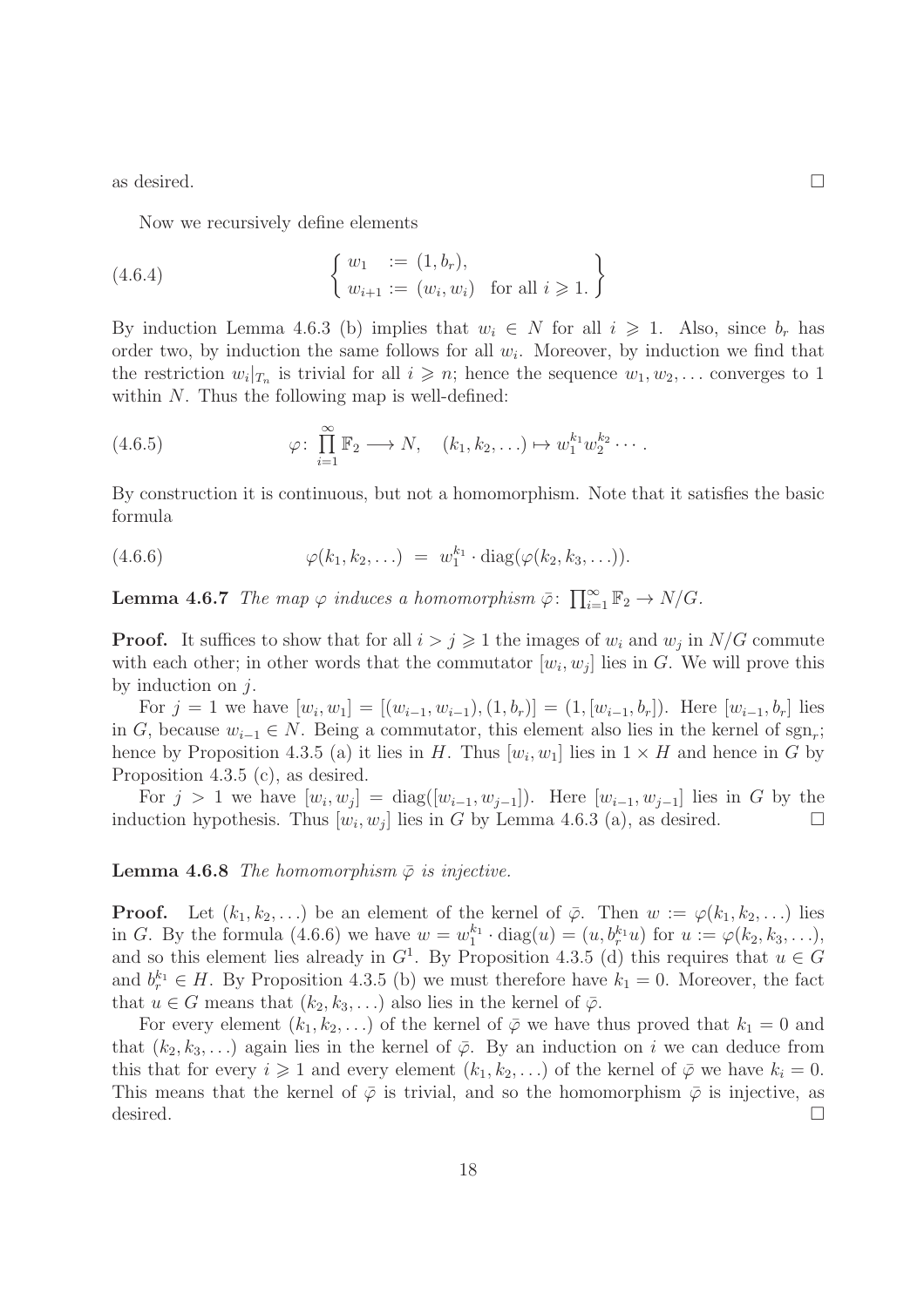as desired. $\square$

Now we recursively define elements

$$\left\{ \begin{array}{ll} w_1 & := (1, b_r), \\ w_{i+1} := (w_i, w_i) & \text{for all } i \geqslant 1. \end{array} \right\} \tag{4.6.4}$$

By induction Lemma 4.6.3 (b) implies that $w_i \in N$ for all $i \geqslant 1$. Also, since $b_r$ has order two, by induction the same follows for all $w_i$. Moreover, by induction we find that the restriction $w_i|_{T_n}$ is trivial for all $i \geqslant n$; hence the sequence $w_1, w_2, \ldots$ converges to 1 within $N$. Thus the following map is well-defined:

$$\varphi \colon \prod_{i=1}^{\infty} \mathbb{F}_2 \longrightarrow N, \quad (k_1, k_2, \ldots) \mapsto w_1^{k_1} w_2^{k_2} \cdots . \tag{4.6.5}$$

By construction it is continuous, but not a homomorphism. Note that it satisfies the basic formula

$$\varphi(k_1, k_2, \ldots) \;=\; w_1^{k_1} \cdot \operatorname{diag}(\varphi(k_2, k_3, \ldots)). \tag{4.6.6}$$

**Lemma 4.6.7** *The map $\varphi$ induces a homomorphism $\bar{\varphi} \colon \prod_{i=1}^{\infty} \mathbb{F}_2 \to N/G$.*

**Proof.** It suffices to show that for all $i > j \geqslant 1$ the images of $w_i$ and $w_j$ in $N/G$ commute with each other; in other words that the commutator $[w_i, w_j]$ lies in $G$. We will prove this by induction on $j$.

For $j = 1$ we have $[w_i, w_1] = [(w_{i-1}, w_{i-1}), (1, b_r)] = (1, [w_{i-1}, b_r])$. Here $[w_{i-1}, b_r]$ lies in $G$, because $w_{i-1} \in N$. Being a commutator, this element also lies in the kernel of $\operatorname{sgn}_r$; hence by Proposition 4.3.5 (a) it lies in $H$. Thus $[w_i, w_1]$ lies in $1 \times H$ and hence in $G$ by Proposition 4.3.5 (c), as desired.

For $j > 1$ we have $[w_i, w_j] = \operatorname{diag}([w_{i-1}, w_{j-1}])$. Here $[w_{i-1}, w_{j-1}]$ lies in $G$ by the induction hypothesis. Thus $[w_i, w_j]$ lies in $G$ by Lemma 4.6.3 (a), as desired. $\square$

**Lemma 4.6.8** *The homomorphism $\bar{\varphi}$ is injective.*

**Proof.** Let $(k_1, k_2, \ldots)$ be an element of the kernel of $\bar{\varphi}$. Then $w := \varphi(k_1, k_2, \ldots)$ lies in $G$. By the formula (4.6.6) we have $w = w_1^{k_1} \cdot \operatorname{diag}(u) = (u, b_r^{k_1} u)$ for $u := \varphi(k_2, k_3, \ldots)$, and so this element lies already in $G^1$. By Proposition 4.3.5 (d) this requires that $u \in G$ and $b_r^{k_1} \in H$. By Proposition 4.3.5 (b) we must therefore have $k_1 = 0$. Moreover, the fact that $u \in G$ means that $(k_2, k_3, \ldots)$ also lies in the kernel of $\bar{\varphi}$.

For every element $(k_1, k_2, \ldots)$ of the kernel of $\bar{\varphi}$ we have thus proved that $k_1 = 0$ and that $(k_2, k_3, \ldots)$ again lies in the kernel of $\bar{\varphi}$. By an induction on $i$ we can deduce from this that for every $i \geqslant 1$ and every element $(k_1, k_2, \ldots)$ of the kernel of $\bar{\varphi}$ we have $k_i = 0$. This means that the kernel of $\bar{\varphi}$ is trivial, and so the homomorphism $\bar{\varphi}$ is injective, as desired. $\square$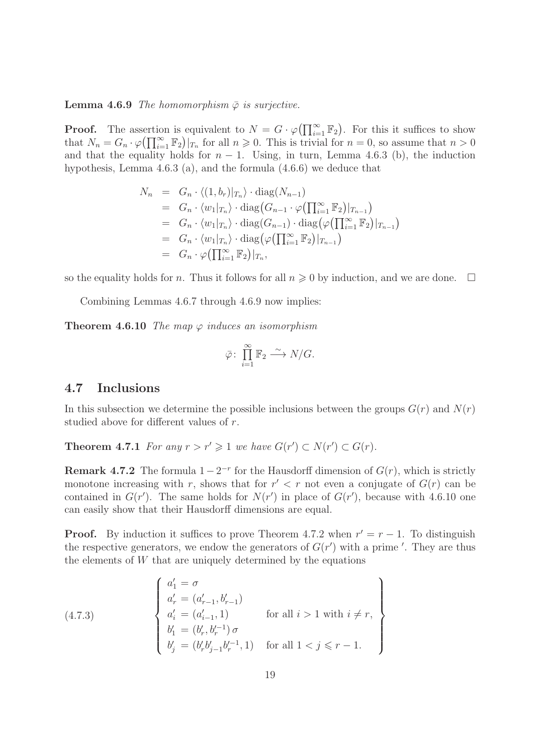**Lemma 4.6.9** *The homomorphism $\bar{\varphi}$ is surjective.*

**Proof.** The assertion is equivalent to $N = G \cdot \varphi\big(\prod_{i=1}^{\infty} \mathbb{F}_2\big)$. For this it suffices to show that $N_n = G_n \cdot \varphi\big(\prod_{i=1}^{\infty} \mathbb{F}_2\big)|_{T_n}$ for all $n \geqslant 0$. This is trivial for $n = 0$, so assume that $n > 0$ and that the equality holds for $n-1$. Using, in turn, Lemma 4.6.3 (b), the induction hypothesis, Lemma 4.6.3 (a), and the formula (4.6.6) we deduce that

$$\begin{aligned}
N_n &= G_n \cdot \langle (1, b_r)|_{T_n} \rangle \cdot \operatorname{diag}(N_{n-1}) \\
&= G_n \cdot \langle w_1|_{T_n} \rangle \cdot \operatorname{diag}\big(G_{n-1} \cdot \varphi\big(\textstyle\prod_{i=1}^{\infty} \mathbb{F}_2\big)|_{T_{n-1}}\big) \\
&= G_n \cdot \langle w_1|_{T_n} \rangle \cdot \operatorname{diag}(G_{n-1}) \cdot \operatorname{diag}\big(\varphi\big(\textstyle\prod_{i=1}^{\infty} \mathbb{F}_2\big)|_{T_{n-1}}\big) \\
&= G_n \cdot \langle w_1|_{T_n} \rangle \cdot \operatorname{diag}\big(\varphi\big(\textstyle\prod_{i=1}^{\infty} \mathbb{F}_2\big)|_{T_{n-1}}\big) \\
&= G_n \cdot \varphi\big(\textstyle\prod_{i=1}^{\infty} \mathbb{F}_2\big)|_{T_n},
\end{aligned}$$

so the equality holds for $n$. Thus it follows for all $n \geqslant 0$ by induction, and we are done. $\square$

Combining Lemmas 4.6.7 through 4.6.9 now implies:

**Theorem 4.6.10** *The map $\varphi$ induces an isomorphism*

$$\bar{\varphi}\colon\ \prod_{i=1}^{\infty} \mathbb{F}_2 \xrightarrow{\ \sim\ } N/G.$$

## 4.7 Inclusions

In this subsection we determine the possible inclusions between the groups $G(r)$ and $N(r)$ studied above for different values of $r$.

**Theorem 4.7.1** *For any $r > r' \geqslant 1$ we have $G(r') \subset N(r') \subset G(r)$.*

**Remark 4.7.2** The formula $1 - 2^{-r}$ for the Hausdorff dimension of $G(r)$, which is strictly monotone increasing with $r$, shows that for $r' < r$ not even a conjugate of $G(r)$ can be contained in $G(r')$. The same holds for $N(r')$ in place of $G(r')$, because with 4.6.10 one can easily show that their Hausdorff dimensions are equal.

**Proof.** By induction it suffices to prove Theorem 4.7.2 when $r' = r - 1$. To distinguish the respective generators, we endow the generators of $G(r')$ with a prime $'$. They are thus the elements of $W$ that are uniquely determined by the equations

$$\left\{\begin{array}{lll}
a'_1 = \sigma & & \\
a'_r = (a'_{r-1}, b'_{r-1}) & & \\
a'_i = (a'_{i-1}, 1) & \text{for all } i > 1 \text{ with } i \neq r, & \\
b'_1 = (b'_r, b'^{-1}_r)\,\sigma & & \\
b'_j = (b'_r b'_{j-1} b'^{-1}_r, 1) & \text{for all } 1 < j \leqslant r-1. &
\end{array}\right\} \tag{4.7.3}$$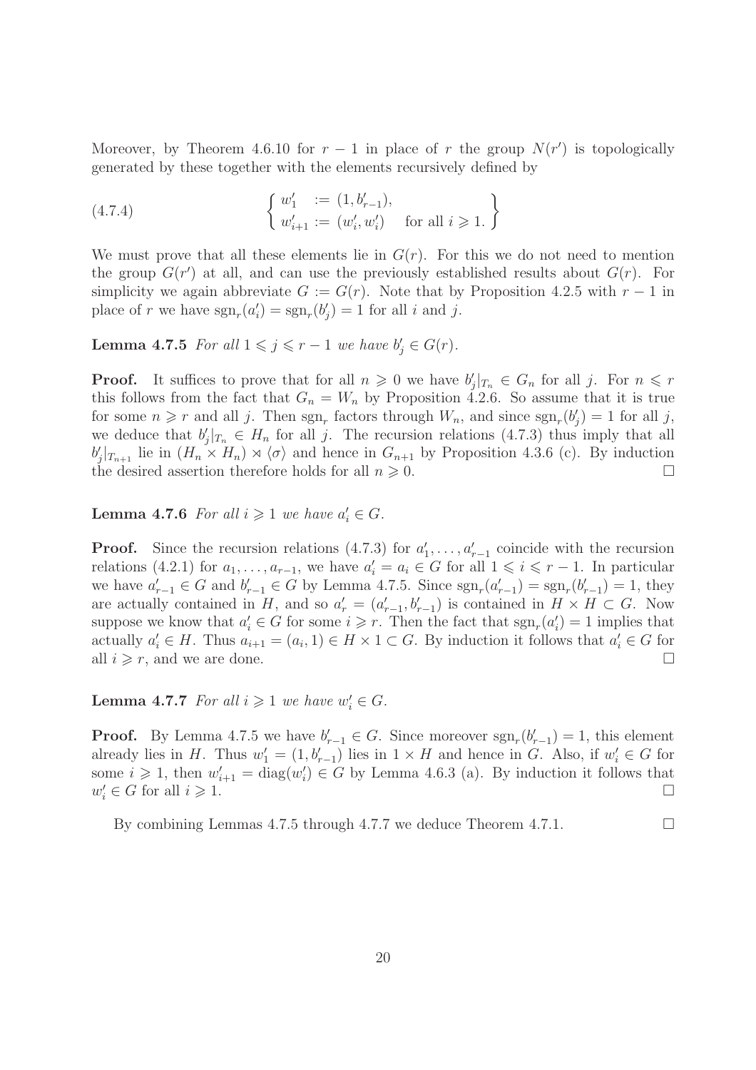Moreover, by Theorem 4.6.10 for $r-1$ in place of $r$ the group $N(r')$ is topologically generated by these together with the elements recursively defined by

$$
\left\{ \begin{array}{ll} w'_1 & := (1, b'_{r-1}), \\ w'_{i+1} := (w'_i, w'_i) & \text{for all } i \geqslant 1. \end{array} \right\} \tag{4.7.4}
$$

We must prove that all these elements lie in $G(r)$. For this we do not need to mention the group $G(r')$ at all, and can use the previously established results about $G(r)$. For simplicity we again abbreviate $G := G(r)$. Note that by Proposition 4.2.5 with $r-1$ in place of $r$ we have $\mathrm{sgn}_r(a'_i) = \mathrm{sgn}_r(b'_j) = 1$ for all $i$ and $j$.

**Lemma 4.7.5** *For all $1 \leqslant j \leqslant r-1$ we have $b'_j \in G(r)$.*

**Proof.** It suffices to prove that for all $n \geqslant 0$ we have $b'_j|_{T_n} \in G_n$ for all $j$. For $n \leqslant r$ this follows from the fact that $G_n = W_n$ by Proposition 4.2.6. So assume that it is true for some $n \geqslant r$ and all $j$. Then $\mathrm{sgn}_r$ factors through $W_n$, and since $\mathrm{sgn}_r(b'_j) = 1$ for all $j$, we deduce that $b'_j|_{T_n} \in H_n$ for all $j$. The recursion relations (4.7.3) thus imply that all $b'_j|_{T_{n+1}}$ lie in $(H_n \times H_n) \rtimes \langle\sigma\rangle$ and hence in $G_{n+1}$ by Proposition 4.3.6 (c). By induction the desired assertion therefore holds for all $n \geqslant 0$. $\square$

**Lemma 4.7.6** *For all $i \geqslant 1$ we have $a'_i \in G$.*

**Proof.** Since the recursion relations (4.7.3) for $a'_1, \ldots, a'_{r-1}$ coincide with the recursion relations (4.2.1) for $a_1, \ldots, a_{r-1}$, we have $a'_i = a_i \in G$ for all $1 \leqslant i \leqslant r-1$. In particular we have $a'_{r-1} \in G$ and $b'_{r-1} \in G$ by Lemma 4.7.5. Since $\mathrm{sgn}_r(a'_{r-1}) = \mathrm{sgn}_r(b'_{r-1}) = 1$, they are actually contained in $H$, and so $a'_r = (a'_{r-1}, b'_{r-1})$ is contained in $H \times H \subset G$. Now suppose we know that $a'_i \in G$ for some $i \geqslant r$. Then the fact that $\mathrm{sgn}_r(a'_i) = 1$ implies that actually $a'_i \in H$. Thus $a_{i+1} = (a_i, 1) \in H \times 1 \subset G$. By induction it follows that $a'_i \in G$ for all $i \geqslant r$, and we are done. $\square$

**Lemma 4.7.7** *For all $i \geqslant 1$ we have $w'_i \in G$.*

**Proof.** By Lemma 4.7.5 we have $b'_{r-1} \in G$. Since moreover $\mathrm{sgn}_r(b'_{r-1}) = 1$, this element already lies in $H$. Thus $w'_1 = (1, b'_{r-1})$ lies in $1 \times H$ and hence in $G$. Also, if $w'_i \in G$ for some $i \geqslant 1$, then $w'_{i+1} = \mathrm{diag}(w'_i) \in G$ by Lemma 4.6.3 (a). By induction it follows that $w'_i \in G$ for all $i \geqslant 1$. $\square$

By combining Lemmas 4.7.5 through 4.7.7 we deduce Theorem 4.7.1. $\square$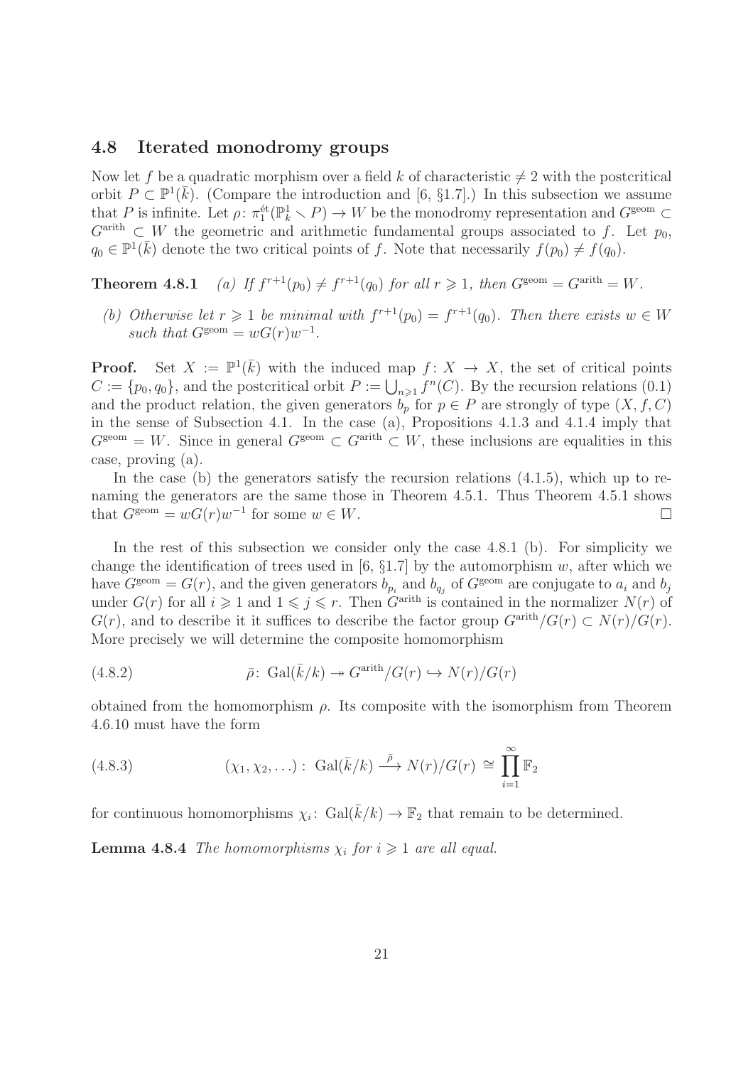### 4.8 Iterated monodromy groups

Now let $f$ be a quadratic morphism over a field $k$ of characteristic $\neq 2$ with the postcritical orbit $P \subset \mathbb{P}^1(\bar{k})$. (Compare the introduction and [6, §1.7].) In this subsection we assume that $P$ is infinite. Let $\rho\colon \pi_1^{\text{ét}}(\mathbb{P}^1_k \smallsetminus P) \to W$ be the monodromy representation and $G^{\text{geom}} \subset G^{\text{arith}} \subset W$ the geometric and arithmetic fundamental groups associated to $f$. Let $p_0$, $q_0 \in \mathbb{P}^1(\bar{k})$ denote the two critical points of $f$. Note that necessarily $f(p_0) \neq f(q_0)$.

**Theorem 4.8.1** *(a) If $f^{r+1}(p_0) \neq f^{r+1}(q_0)$ for all $r \geqslant 1$, then $G^{\text{geom}} = G^{\text{arith}} = W$.*

*(b) Otherwise let $r \geqslant 1$ be minimal with $f^{r+1}(p_0) = f^{r+1}(q_0)$. Then there exists $w \in W$ such that $G^{\text{geom}} = wG(r)w^{-1}$.*

**Proof.** Set $X := \mathbb{P}^1(\bar{k})$ with the induced map $f\colon X \to X$, the set of critical points $C := \{p_0, q_0\}$, and the postcritical orbit $P := \bigcup_{n\geqslant 1} f^n(C)$. By the recursion relations (0.1) and the product relation, the given generators $b_p$ for $p \in P$ are strongly of type $(X, f, C)$ in the sense of Subsection 4.1. In the case (a), Propositions 4.1.3 and 4.1.4 imply that $G^{\text{geom}} = W$. Since in general $G^{\text{geom}} \subset G^{\text{arith}} \subset W$, these inclusions are equalities in this case, proving (a).

In the case (b) the generators satisfy the recursion relations (4.1.5), which up to renaming the generators are the same those in Theorem 4.5.1. Thus Theorem 4.5.1 shows that $G^{\text{geom}} = wG(r)w^{-1}$ for some $w \in W$. $\square$

In the rest of this subsection we consider only the case 4.8.1 (b). For simplicity we change the identification of trees used in [6, §1.7] by the automorphism $w$, after which we have $G^{\text{geom}} = G(r)$, and the given generators $b_{p_i}$ and $b_{q_j}$ of $G^{\text{geom}}$ are conjugate to $a_i$ and $b_j$ under $G(r)$ for all $i \geqslant 1$ and $1 \leqslant j \leqslant r$. Then $G^{\text{arith}}$ is contained in the normalizer $N(r)$ of $G(r)$, and to describe it it suffices to describe the factor group $G^{\text{arith}}/G(r) \subset N(r)/G(r)$. More precisely we will determine the composite homomorphism

$$\bar{\rho}\colon \operatorname{Gal}(\bar{k}/k) \twoheadrightarrow G^{\text{arith}}/G(r) \hookrightarrow N(r)/G(r) \tag{4.8.2}$$

obtained from the homomorphism $\rho$. Its composite with the isomorphism from Theorem 4.6.10 must have the form

$$(\chi_1, \chi_2, \ldots)\colon \operatorname{Gal}(\bar{k}/k) \xrightarrow{\ \bar{\rho}\ } N(r)/G(r) \cong \prod_{i=1}^{\infty} \mathbb{F}_2 \tag{4.8.3}$$

for continuous homomorphisms $\chi_i\colon \operatorname{Gal}(\bar{k}/k) \to \mathbb{F}_2$ that remain to be determined.

**Lemma 4.8.4** *The homomorphisms $\chi_i$ for $i \geqslant 1$ are all equal.*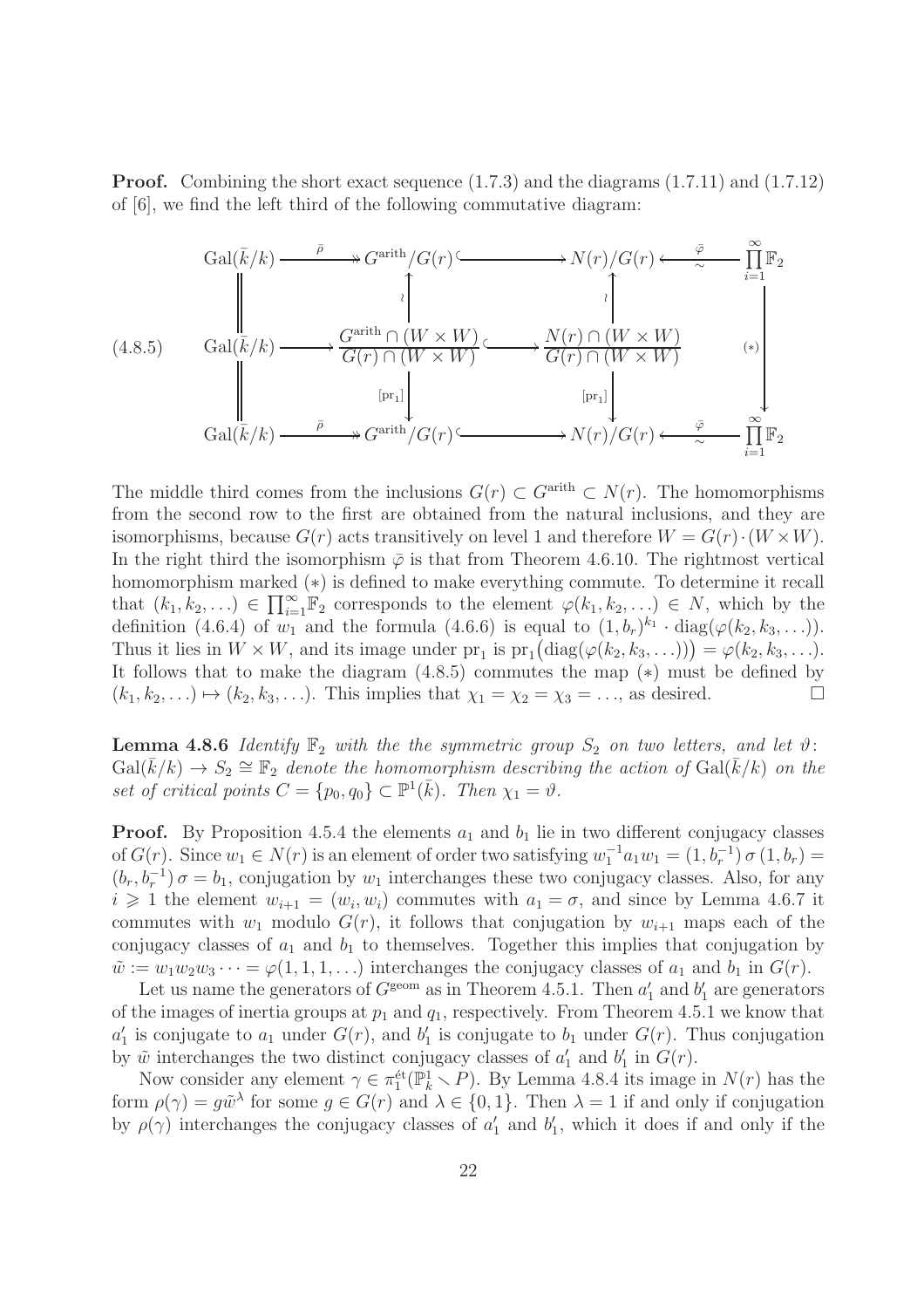**Proof.** Combining the short exact sequence (1.7.3) and the diagrams (1.7.11) and (1.7.12) of [6], we find the left third of the following commutative diagram:

$$
\begin{array}{ccccccc}
\mathrm{Gal}(\bar k/k) & \xrightarrow{\ \bar\rho\ } & G^{\mathrm{arith}}/G(r) & \hookrightarrow & N(r)/G(r) & \xleftarrow[\sim]{\ \bar\varphi\ } & \prod_{i=1}^{\infty}\mathbb{F}_2 \\
\| & & \uparrow\wr & & \uparrow\wr & & \\
\mathrm{Gal}(\bar k/k) & \longrightarrow & \dfrac{G^{\mathrm{arith}}\cap(W\times W)}{G(r)\cap(W\times W)} & \hookrightarrow & \dfrac{N(r)\cap(W\times W)}{G(r)\cap(W\times W)} & & \downarrow(*) \\
\| & & \downarrow[\mathrm{pr}_1] & & \downarrow[\mathrm{pr}_1] & & \\
\mathrm{Gal}(\bar k/k) & \xrightarrow{\ \bar\rho\ } & G^{\mathrm{arith}}/G(r) & \hookrightarrow & N(r)/G(r) & \xleftarrow[\sim]{\ \bar\varphi\ } & \prod_{i=1}^{\infty}\mathbb{F}_2
\end{array}
\tag{4.8.5}
$$

The middle third comes from the inclusions $G(r) \subset G^{\mathrm{arith}} \subset N(r)$. The homomorphisms from the second row to the first are obtained from the natural inclusions, and they are isomorphisms, because $G(r)$ acts transitively on level 1 and therefore $W = G(r)\cdot(W\times W)$. In the right third the isomorphism $\bar\varphi$ is that from Theorem 4.6.10. The rightmost vertical homomorphism marked $(*)$ is defined to make everything commute. To determine it recall that $(k_1, k_2, \ldots) \in \prod_{i=1}^{\infty}\mathbb{F}_2$ corresponds to the element $\varphi(k_1, k_2, \ldots) \in N$, which by the definition (4.6.4) of $w_1$ and the formula (4.6.6) is equal to $(1, b_r)^{k_1} \cdot \mathrm{diag}(\varphi(k_2, k_3, \ldots))$. Thus it lies in $W \times W$, and its image under $\mathrm{pr}_1$ is $\mathrm{pr}_1\big(\mathrm{diag}(\varphi(k_2, k_3, \ldots))\big) = \varphi(k_2, k_3, \ldots)$. It follows that to make the diagram (4.8.5) commutes the map $(*)$ must be defined by $(k_1, k_2, \ldots) \mapsto (k_2, k_3, \ldots)$. This implies that $\chi_1 = \chi_2 = \chi_3 = \ldots$, as desired. $\square$

**Lemma 4.8.6** *Identify $\mathbb{F}_2$ with the the symmetric group $S_2$ on two letters, and let $\vartheta\colon \mathrm{Gal}(\bar k/k) \to S_2 \cong \mathbb{F}_2$ denote the homomorphism describing the action of $\mathrm{Gal}(\bar k/k)$ on the set of critical points $C = \{p_0, q_0\} \subset \mathbb{P}^1(\bar k)$. Then $\chi_1 = \vartheta$.*

**Proof.** By Proposition 4.5.4 the elements $a_1$ and $b_1$ lie in two different conjugacy classes of $G(r)$. Since $w_1 \in N(r)$ is an element of order two satisfying $w_1^{-1}a_1w_1 = (1, b_r^{-1})\,\sigma\,(1, b_r) = (b_r, b_r^{-1})\,\sigma = b_1$, conjugation by $w_1$ interchanges these two conjugacy classes. Also, for any $i \geqslant 1$ the element $w_{i+1} = (w_i, w_i)$ commutes with $a_1 = \sigma$, and since by Lemma 4.6.7 it commutes with $w_1$ modulo $G(r)$, it follows that conjugation by $w_{i+1}$ maps each of the conjugacy classes of $a_1$ and $b_1$ to themselves. Together this implies that conjugation by $\tilde w := w_1w_2w_3\cdots = \varphi(1, 1, 1, \ldots)$ interchanges the conjugacy classes of $a_1$ and $b_1$ in $G(r)$.

Let us name the generators of $G^{\mathrm{geom}}$ as in Theorem 4.5.1. Then $a_1'$ and $b_1'$ are generators of the images of inertia groups at $p_1$ and $q_1$, respectively. From Theorem 4.5.1 we know that $a_1'$ is conjugate to $a_1$ under $G(r)$, and $b_1'$ is conjugate to $b_1$ under $G(r)$. Thus conjugation by $\tilde w$ interchanges the two distinct conjugacy classes of $a_1'$ and $b_1'$ in $G(r)$.

Now consider any element $\gamma \in \pi_1^{\text{ét}}(\mathbb{P}^1_k \smallsetminus P)$. By Lemma 4.8.4 its image in $N(r)$ has the form $\rho(\gamma) = g\tilde w^{\lambda}$ for some $g \in G(r)$ and $\lambda \in \{0, 1\}$. Then $\lambda = 1$ if and only if conjugation by $\rho(\gamma)$ interchanges the conjugacy classes of $a_1'$ and $b_1'$, which it does if and only if the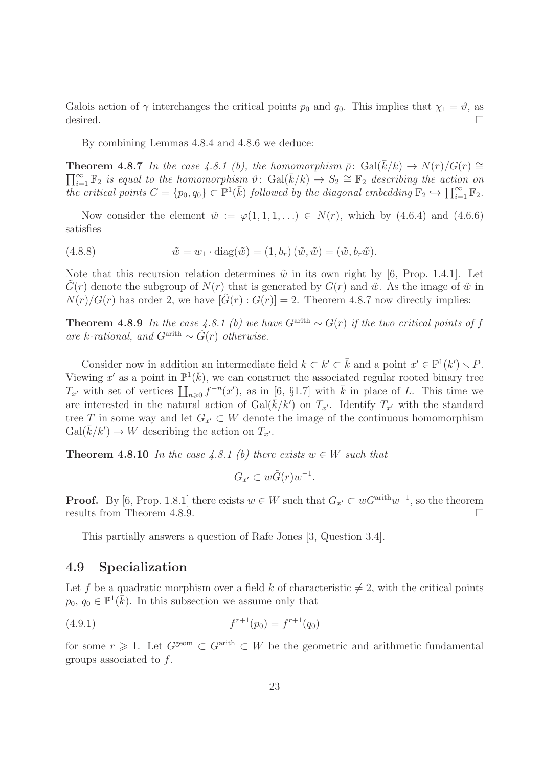Galois action of $\gamma$ interchanges the critical points $p_0$ and $q_0$. This implies that $\chi_1 = \vartheta$, as desired. $\square$

By combining Lemmas 4.8.4 and 4.8.6 we deduce:

**Theorem 4.8.7** *In the case 4.8.1 (b), the homomorphism $\bar{\rho}\colon \mathrm{Gal}(\bar{k}/k) \to N(r)/G(r) \cong \prod_{i=1}^{\infty} \mathbb{F}_2$ is equal to the homomorphism $\vartheta\colon \mathrm{Gal}(\bar{k}/k) \to S_2 \cong \mathbb{F}_2$ describing the action on the critical points $C = \{p_0, q_0\} \subset \mathbb{P}^1(\bar{k})$ followed by the diagonal embedding $\mathbb{F}_2 \hookrightarrow \prod_{i=1}^{\infty} \mathbb{F}_2$.*

Now consider the element $\tilde{w} := \varphi(1,1,1,\ldots) \in N(r)$, which by (4.6.4) and (4.6.6) satisfies

$$\tilde{w} = w_1 \cdot \mathrm{diag}(\tilde{w}) = (1, b_r)\,(\tilde{w}, \tilde{w}) = (\tilde{w}, b_r \tilde{w}). \tag{4.8.8}$$

Note that this recursion relation determines $\tilde{w}$ in its own right by [6, Prop. 1.4.1]. Let $\tilde{G}(r)$ denote the subgroup of $N(r)$ that is generated by $G(r)$ and $\tilde{w}$. As the image of $\tilde{w}$ in $N(r)/G(r)$ has order 2, we have $[\tilde{G}(r) : G(r)] = 2$. Theorem 4.8.7 now directly implies:

**Theorem 4.8.9** *In the case 4.8.1 (b) we have $G^{\mathrm{arith}} \sim G(r)$ if the two critical points of $f$ are $k$-rational, and $G^{\mathrm{arith}} \sim \tilde{G}(r)$ otherwise.*

Consider now in addition an intermediate field $k \subset k' \subset \bar{k}$ and a point $x' \in \mathbb{P}^1(k') \smallsetminus P$. Viewing $x'$ as a point in $\mathbb{P}^1(\bar{k})$, we can construct the associated regular rooted binary tree $T_{x'}$ with set of vertices $\coprod_{n \geqslant 0} f^{-n}(x')$, as in [6, §1.7] with $\bar{k}$ in place of $L$. This time we are interested in the natural action of $\mathrm{Gal}(\bar{k}/k')$ on $T_{x'}$. Identify $T_{x'}$ with the standard tree $T$ in some way and let $G_{x'} \subset W$ denote the image of the continuous homomorphism $\mathrm{Gal}(\bar{k}/k') \to W$ describing the action on $T_{x'}$.

**Theorem 4.8.10** *In the case 4.8.1 (b) there exists $w \in W$ such that*

$$G_{x'} \subset w\tilde{G}(r)w^{-1}.$$

**Proof.** By [6, Prop. 1.8.1] there exists $w \in W$ such that $G_{x'} \subset wG^{\mathrm{arith}}w^{-1}$, so the theorem results from Theorem 4.8.9. $\square$

This partially answers a question of Rafe Jones [3, Question 3.4].

## 4.9 Specialization

Let $f$ be a quadratic morphism over a field $k$ of characteristic $\neq 2$, with the critical points $p_0,\, q_0 \in \mathbb{P}^1(\bar{k})$. In this subsection we assume only that

$$f^{r+1}(p_0) = f^{r+1}(q_0) \tag{4.9.1}$$

for some $r \geqslant 1$. Let $G^{\mathrm{geom}} \subset G^{\mathrm{arith}} \subset W$ be the geometric and arithmetic fundamental groups associated to $f$.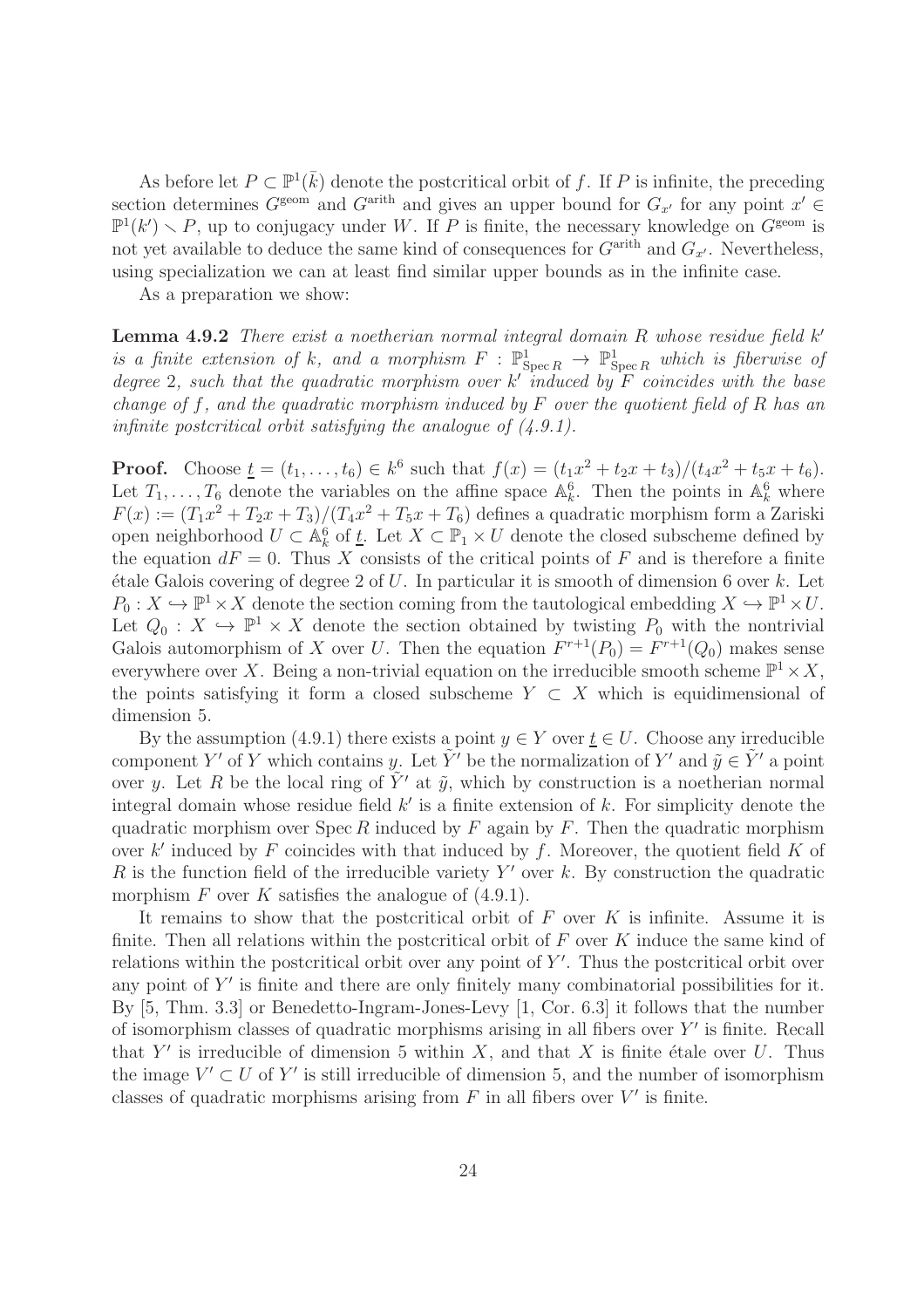As before let $P \subset \mathbb{P}^1(\bar{k})$ denote the postcritical orbit of $f$. If $P$ is infinite, the preceding section determines $G^{\rm geom}$ and $G^{\rm arith}$ and gives an upper bound for $G_{x'}$ for any point $x' \in \mathbb{P}^1(k') \smallsetminus P$, up to conjugacy under $W$. If $P$ is finite, the necessary knowledge on $G^{\rm geom}$ is not yet available to deduce the same kind of consequences for $G^{\rm arith}$ and $G_{x'}$. Nevertheless, using specialization we can at least find similar upper bounds as in the infinite case.

As a preparation we show:

**Lemma 4.9.2** *There exist a noetherian normal integral domain $R$ whose residue field $k'$ is a finite extension of $k$, and a morphism $F : \mathbb{P}^1_{\operatorname{Spec} R} \to \mathbb{P}^1_{\operatorname{Spec} R}$ which is fiberwise of degree 2, such that the quadratic morphism over $k'$ induced by $F$ coincides with the base change of $f$, and the quadratic morphism induced by $F$ over the quotient field of $R$ has an infinite postcritical orbit satisfying the analogue of (4.9.1).*

**Proof.** Choose $\underline{t} = (t_1, \ldots, t_6) \in k^6$ such that $f(x) = (t_1x^2 + t_2x + t_3)/(t_4x^2 + t_5x + t_6)$. Let $T_1, \ldots, T_6$ denote the variables on the affine space $\mathbb{A}^6_k$. Then the points in $\mathbb{A}^6_k$ where $F(x) := (T_1x^2 + T_2x + T_3)/(T_4x^2 + T_5x + T_6)$ defines a quadratic morphism form a Zariski open neighborhood $U \subset \mathbb{A}^6_k$ of $\underline{t}$. Let $X \subset \mathbb{P}_1 \times U$ denote the closed subscheme defined by the equation $dF = 0$. Thus $X$ consists of the critical points of $F$ and is therefore a finite étale Galois covering of degree 2 of $U$. In particular it is smooth of dimension 6 over $k$. Let $P_0 : X \hookrightarrow \mathbb{P}^1 \times X$ denote the section coming from the tautological embedding $X \hookrightarrow \mathbb{P}^1 \times U$. Let $Q_0 : X \hookrightarrow \mathbb{P}^1 \times X$ denote the section obtained by twisting $P_0$ with the nontrivial Galois automorphism of $X$ over $U$. Then the equation $F^{r+1}(P_0) = F^{r+1}(Q_0)$ makes sense everywhere over $X$. Being a non-trivial equation on the irreducible smooth scheme $\mathbb{P}^1 \times X$, the points satisfying it form a closed subscheme $Y \subset X$ which is equidimensional of dimension 5.

By the assumption (4.9.1) there exists a point $y \in Y$ over $\underline{t} \in U$. Choose any irreducible component $Y'$ of $Y$ which contains $y$. Let $\tilde{Y}'$ be the normalization of $Y'$ and $\tilde{y} \in \tilde{Y}'$ a point over $y$. Let $R$ be the local ring of $\tilde{Y}'$ at $\tilde{y}$, which by construction is a noetherian normal integral domain whose residue field $k'$ is a finite extension of $k$. For simplicity denote the quadratic morphism over $\operatorname{Spec} R$ induced by $F$ again by $F$. Then the quadratic morphism over $k'$ induced by $F$ coincides with that induced by $f$. Moreover, the quotient field $K$ of $R$ is the function field of the irreducible variety $Y'$ over $k$. By construction the quadratic morphism $F$ over $K$ satisfies the analogue of (4.9.1).

It remains to show that the postcritical orbit of $F$ over $K$ is infinite. Assume it is finite. Then all relations within the postcritical orbit of $F$ over $K$ induce the same kind of relations within the postcritical orbit over any point of $Y'$. Thus the postcritical orbit over any point of $Y'$ is finite and there are only finitely many combinatorial possibilities for it. By [5, Thm. 3.3] or Benedetto-Ingram-Jones-Levy [1, Cor. 6.3] it follows that the number of isomorphism classes of quadratic morphisms arising in all fibers over $Y'$ is finite. Recall that $Y'$ is irreducible of dimension 5 within $X$, and that $X$ is finite étale over $U$. Thus the image $V' \subset U$ of $Y'$ is still irreducible of dimension 5, and the number of isomorphism classes of quadratic morphisms arising from $F$ in all fibers over $V'$ is finite.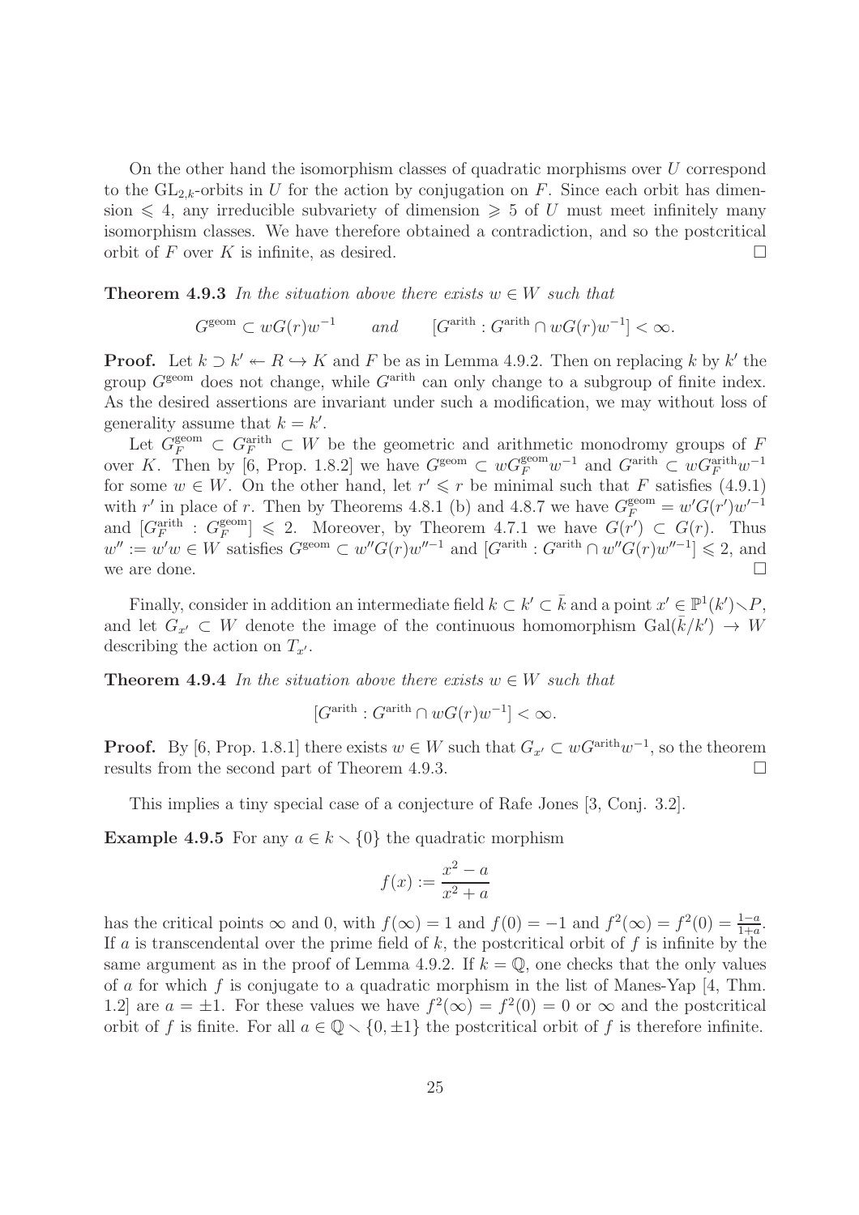On the other hand the isomorphism classes of quadratic morphisms over $U$ correspond to the $\mathrm{GL}_{2,k}$-orbits in $U$ for the action by conjugation on $F$. Since each orbit has dimension $\leqslant 4$, any irreducible subvariety of dimension $\geqslant 5$ of $U$ must meet infinitely many isomorphism classes. We have therefore obtained a contradiction, and so the postcritical orbit of $F$ over $K$ is infinite, as desired. $\square$

**Theorem 4.9.3** *In the situation above there exists $w \in W$ such that*

$$G^{\mathrm{geom}} \subset wG(r)w^{-1} \qquad \textit{and} \qquad [G^{\mathrm{arith}} : G^{\mathrm{arith}} \cap wG(r)w^{-1}] < \infty.$$

**Proof.** Let $k \supset k' \twoheadleftarrow R \hookrightarrow K$ and $F$ be as in Lemma 4.9.2. Then on replacing $k$ by $k'$ the group $G^{\mathrm{geom}}$ does not change, while $G^{\mathrm{arith}}$ can only change to a subgroup of finite index. As the desired assertions are invariant under such a modification, we may without loss of generality assume that $k = k'$.

Let $G_F^{\mathrm{geom}} \subset G_F^{\mathrm{arith}} \subset W$ be the geometric and arithmetic monodromy groups of $F$ over $K$. Then by [6, Prop. 1.8.2] we have $G^{\mathrm{geom}} \subset wG_F^{\mathrm{geom}}w^{-1}$ and $G^{\mathrm{arith}} \subset wG_F^{\mathrm{arith}}w^{-1}$ for some $w \in W$. On the other hand, let $r' \leqslant r$ be minimal such that $F$ satisfies (4.9.1) with $r'$ in place of $r$. Then by Theorems 4.8.1 (b) and 4.8.7 we have $G_F^{\mathrm{geom}} = w'G(r')w'^{-1}$ and $[G_F^{\mathrm{arith}} : G_F^{\mathrm{geom}}] \leqslant 2$. Moreover, by Theorem 4.7.1 we have $G(r') \subset G(r)$. Thus $w'' := w'w \in W$ satisfies $G^{\mathrm{geom}} \subset w''G(r)w''^{-1}$ and $[G^{\mathrm{arith}} : G^{\mathrm{arith}} \cap w''G(r)w''^{-1}] \leqslant 2$, and we are done. $\square$

Finally, consider in addition an intermediate field $k \subset k' \subset \bar{k}$ and a point $x' \in \mathbb{P}^1(k') \smallsetminus P$, and let $G_{x'} \subset W$ denote the image of the continuous homomorphism $\mathrm{Gal}(\bar{k}/k') \to W$ describing the action on $T_{x'}$.

**Theorem 4.9.4** *In the situation above there exists $w \in W$ such that*

$$[G^{\mathrm{arith}} : G^{\mathrm{arith}} \cap wG(r)w^{-1}] < \infty.$$

**Proof.** By [6, Prop. 1.8.1] there exists $w \in W$ such that $G_{x'} \subset wG^{\mathrm{arith}}w^{-1}$, so the theorem results from the second part of Theorem 4.9.3. $\square$

This implies a tiny special case of a conjecture of Rafe Jones [3, Conj. 3.2].

**Example 4.9.5** For any $a \in k \smallsetminus \{0\}$ the quadratic morphism

$$f(x) := \frac{x^2 - a}{x^2 + a}$$

has the critical points $\infty$ and 0, with $f(\infty) = 1$ and $f(0) = -1$ and $f^2(\infty) = f^2(0) = \frac{1-a}{1+a}$. If $a$ is transcendental over the prime field of $k$, the postcritical orbit of $f$ is infinite by the same argument as in the proof of Lemma 4.9.2. If $k = \mathbb{Q}$, one checks that the only values of $a$ for which $f$ is conjugate to a quadratic morphism in the list of Manes-Yap [4, Thm. 1.2] are $a = \pm 1$. For these values we have $f^2(\infty) = f^2(0) = 0$ or $\infty$ and the postcritical orbit of $f$ is finite. For all $a \in \mathbb{Q} \smallsetminus \{0, \pm 1\}$ the postcritical orbit of $f$ is therefore infinite.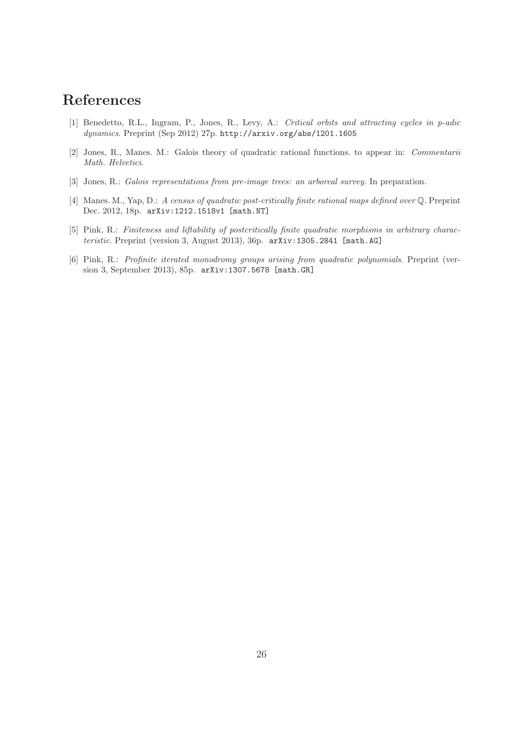# References

[1] Benedetto, R.L., Ingram, P., Jones, R., Levy, A.: *Critical orbits and attracting cycles in p-adic dynamics*. Preprint (Sep 2012) 27p. http://arxiv.org/abs/1201.1605

[2] Jones, R., Manes. M.: Galois theory of quadratic rational functions. to appear in: *Commentarii Math. Helvetici*.

[3] Jones, R.: *Galois representations from pre-image trees: an arboreal survey.* In preparation.

[4] Manes. M., Yap, D.: *A census of quadratic post-critically finite rational maps defined over* $\mathbb{Q}$. Preprint Dec. 2012, 18p. arXiv:1212.1518v1 [math.NT]

[5] Pink, R.: *Finiteness and liftability of postcritically finite quadratic morphisms in arbitrary characteristic*. Preprint (version 3, August 2013), 36p. arXiv:1305.2841 [math.AG]

[6] Pink, R.: *Profinite iterated monodromy groups arising from quadratic polynomials*. Preprint (version 3, September 2013), 85p. arXiv:1307.5678 [math.GR]